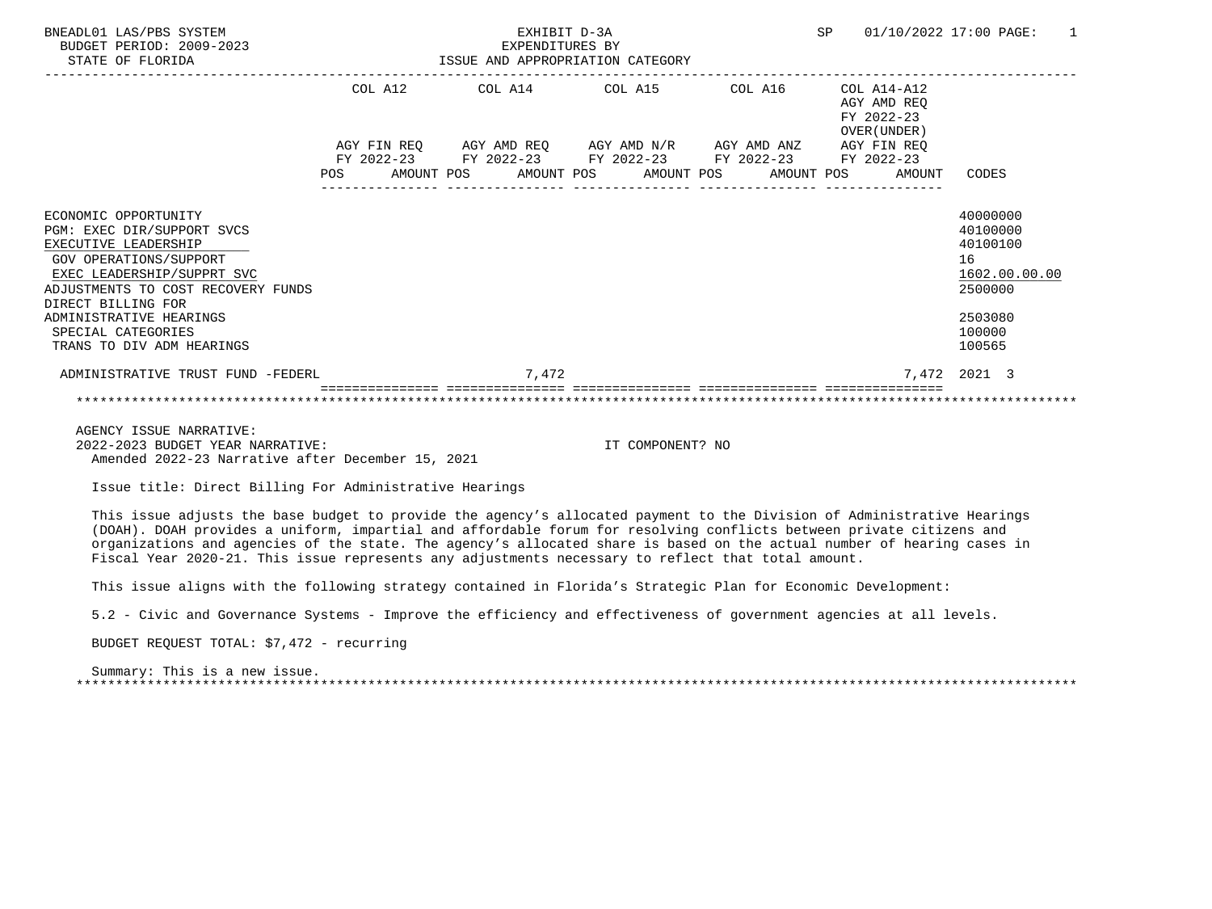BNEADL01 LAS/PBS SYSTEM | EXHIBIT D-3A | SP 01/10/2022 17:00

BUDGET PERIOD: 2009-2023 | EXPENDITURES BY

STATE OF FLORIDA | ISSUE AND APPROPRIATION CATEGORY

| | COL A12 AGY FIN REQ FY 2022-23 POS AMOUNT | COL A14 AGY AMD REQ FY 2022-23 POS AMOUNT | COL A15 AGY AMD N/R FY 2022-23 POS AMOUNT | COL A16 AGY AMD ANZ FY 2022-23 POS AMOUNT | COL A14-A12 AGY AMD REQ FY 2022-23 OVER(UNDER) AGY FIN REQ FY 2022-23 POS AMOUNT | CODES |
|---|---|---|---|---|---|---|
| ECONOMIC OPPORTUNITY | | | | | | 40000000 |
| PGM: EXEC DIR/SUPPORT SVCS | | | | | | 40100000 |
| EXECUTIVE LEADERSHIP | | | | | | 40100100 |
| GOV OPERATIONS/SUPPORT | | | | | | 16 |
| EXEC LEADERSHIP/SUPPRT SVC | | | | | | 1602.00.00.00 |
| ADJUSTMENTS TO COST RECOVERY FUNDS | | | | | | 2500000 |
| DIRECT BILLING FOR ADMINISTRATIVE HEARINGS | | | | | | 2503080 |
| SPECIAL CATEGORIES | | | | | | 100000 |
| TRANS TO DIV ADM HEARINGS | | | | | | 100565 |
| ADMINISTRATIVE TRUST FUND -FEDERL | | 7,472 | | | 7,472 | 2021 3 |

AGENCY ISSUE NARRATIVE:

2022-2023 BUDGET YEAR NARRATIVE: IT COMPONENT? NO

Amended 2022-23 Narrative after December 15, 2021

Issue title: Direct Billing For Administrative Hearings

This issue adjusts the base budget to provide the agency's allocated payment to the Division of Administrative Hearings (DOAH). DOAH provides a uniform, impartial and affordable forum for resolving conflicts between private citizens and organizations and agencies of the state. The agency's allocated share is based on the actual number of hearing cases in Fiscal Year 2020-21. This issue represents any adjustments necessary to reflect that total amount.

This issue aligns with the following strategy contained in Florida's Strategic Plan for Economic Development:

5.2 - Civic and Governance Systems - Improve the efficiency and effectiveness of government agencies at all levels.

BUDGET REQUEST TOTAL: $7,472 - recurring

Summary: This is a new issue.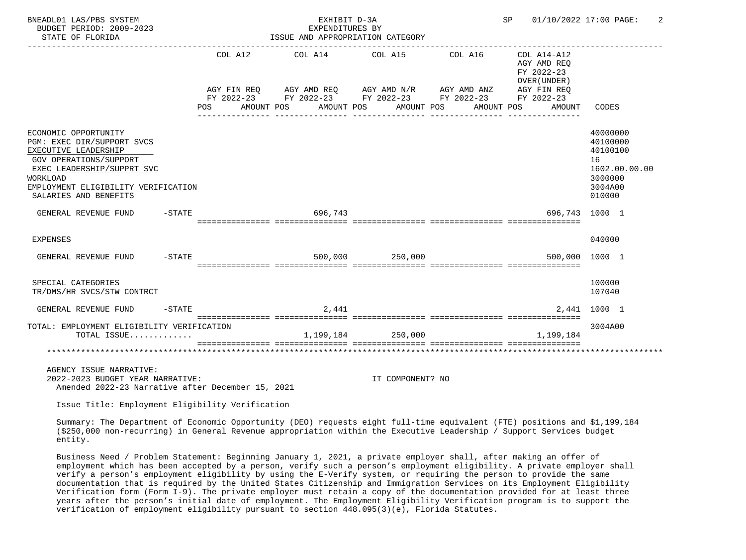BNEADL01 LAS/PBS SYSTEM
BUDGET PERIOD: 2009-2023
STATE OF FLORIDA

EXHIBIT D-3A
EXPENDITURES BY
ISSUE AND APPROPRIATION CATEGORY

SP 01/10/2022 17:00

| | COL A12 AGY FIN REQ FY 2022-23 POS AMOUNT | COL A14 AGY AMD REQ FY 2022-23 POS AMOUNT | COL A15 AGY AMD N/R FY 2022-23 POS AMOUNT | COL A16 AGY AMD ANZ FY 2022-23 POS AMOUNT | COL A14-A12 AGY AMD REQ FY 2022-23 OVER(UNDER) AGY FIN REQ FY 2022-23 POS AMOUNT | CODES |
|---|---|---|---|---|---|---|
| ECONOMIC OPPORTUNITY | | | | | | 40000000 |
| PGM: EXEC DIR/SUPPORT SVCS | | | | | | 40100000 |
| EXECUTIVE LEADERSHIP | | | | | | 40100100 |
| GOV OPERATIONS/SUPPORT | | | | | | 16 |
| EXEC LEADERSHIP/SUPPRT SVC | | | | | | 1602.00.00.00 |
| WORKLOAD | | | | | | 3000000 |
| EMPLOYMENT ELIGIBILITY VERIFICATION | | | | | | 3004A00 |
| SALARIES AND BENEFITS | | | | | | 010000 |
| GENERAL REVENUE FUND -STATE | | 696,743 | | | 696,743 | 1000 1 |
| EXPENSES | | | | | | 040000 |
| GENERAL REVENUE FUND -STATE | | 500,000 | 250,000 | | 500,000 | 1000 1 |
| SPECIAL CATEGORIES | | | | | | 100000 |
| TR/DMS/HR SVCS/STW CONTRCT | | | | | | 107040 |
| GENERAL REVENUE FUND -STATE | | 2,441 | | | 2,441 | 1000 1 |
| TOTAL: EMPLOYMENT ELIGIBILITY VERIFICATION | | | | | | 3004A00 |
| TOTAL ISSUE............ | | 1,199,184 | 250,000 | | 1,199,184 | |

AGENCY ISSUE NARRATIVE:
2022-2023 BUDGET YEAR NARRATIVE: IT COMPONENT? NO
Amended 2022-23 Narrative after December 15, 2021

Issue Title: Employment Eligibility Verification

Summary: The Department of Economic Opportunity (DEO) requests eight full-time equivalent (FTE) positions and $1,199,184 ($250,000 non-recurring) in General Revenue appropriation within the Executive Leadership / Support Services budget entity.

Business Need / Problem Statement: Beginning January 1, 2021, a private employer shall, after making an offer of employment which has been accepted by a person, verify such a person's employment eligibility. A private employer shall verify a person's employment eligibility by using the E-Verify system, or requiring the person to provide the same documentation that is required by the United States Citizenship and Immigration Services on its Employment Eligibility Verification form (Form I-9). The private employer must retain a copy of the documentation provided for at least three years after the person's initial date of employment. The Employment Eligibility Verification program is to support the verification of employment eligibility pursuant to section 448.095(3)(e), Florida Statutes.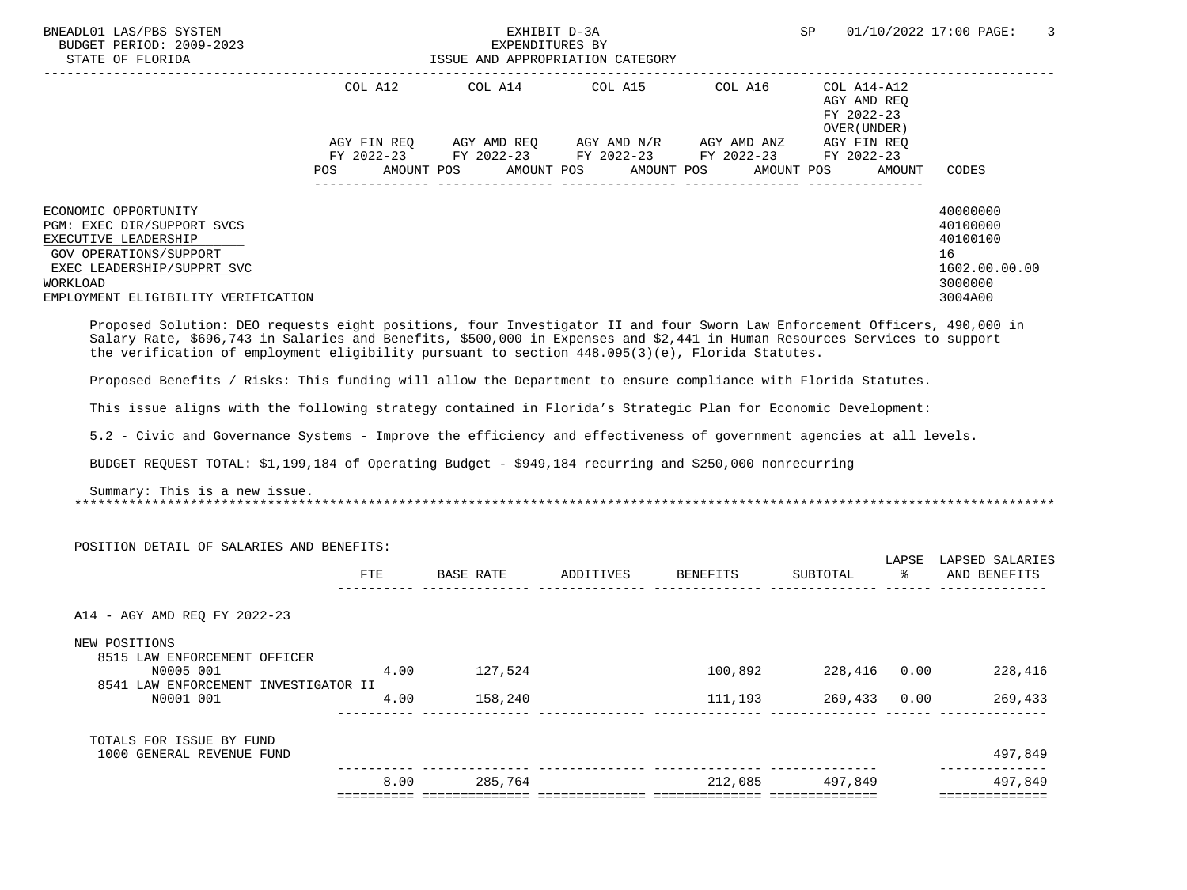BNEADL01 LAS/PBS SYSTEM — EXHIBIT D-3A — EXPENDITURES BY ISSUE AND APPROPRIATION CATEGORY — BUDGET PERIOD: 2009-2023 — STATE OF FLORIDA — SP 01/10/2022 17:00

| | COL A12 AGY FIN REQ FY 2022-23 POS AMOUNT | COL A14 AGY AMD REQ FY 2022-23 POS AMOUNT | COL A15 AGY AMD N/R FY 2022-23 POS AMOUNT | COL A16 AGY AMD ANZ FY 2022-23 POS AMOUNT | COL A14-A12 AGY AMD REQ FY 2022-23 OVER(UNDER) AGY FIN REQ FY 2022-23 POS AMOUNT | CODES |
|---|---|---|---|---|---|---|
| ECONOMIC OPPORTUNITY | | | | | | 40000000 |
| PGM: EXEC DIR/SUPPORT SVCS | | | | | | 40100000 |
| EXECUTIVE LEADERSHIP | | | | | | 40100100 |
| GOV OPERATIONS/SUPPORT | | | | | | 16 |
| EXEC LEADERSHIP/SUPPRT SVC | | | | | | 1602.00.00.00 |
| WORKLOAD | | | | | | 3000000 |
| EMPLOYMENT ELIGIBILITY VERIFICATION | | | | | | 3004A00 |

Proposed Solution: DEO requests eight positions, four Investigator II and four Sworn Law Enforcement Officers, 490,000 in Salary Rate, $696,743 in Salaries and Benefits, $500,000 in Expenses and $2,441 in Human Resources Services to support the verification of employment eligibility pursuant to section 448.095(3)(e), Florida Statutes.

Proposed Benefits / Risks: This funding will allow the Department to ensure compliance with Florida Statutes.

This issue aligns with the following strategy contained in Florida's Strategic Plan for Economic Development:

5.2 - Civic and Governance Systems - Improve the efficiency and effectiveness of government agencies at all levels.

BUDGET REQUEST TOTAL: $1,199,184 of Operating Budget - $949,184 recurring and $250,000 nonrecurring

Summary: This is a new issue.

*******************************************************************************************************************

POSITION DETAIL OF SALARIES AND BENEFITS:

| | FTE | BASE RATE | ADDITIVES | BENEFITS | SUBTOTAL | LAPSE % | LAPSED SALARIES AND BENEFITS |
|---|---|---|---|---|---|---|---|
| A14 - AGY AMD REQ FY 2022-23 | | | | | | | |
| NEW POSITIONS | | | | | | | |
| 8515 LAW ENFORCEMENT OFFICER N0005 001 | 4.00 | 127,524 | | 100,892 | 228,416 | 0.00 | 228,416 |
| 8541 LAW ENFORCEMENT INVESTIGATOR II N0001 001 | 4.00 | 158,240 | | 111,193 | 269,433 | 0.00 | 269,433 |
| TOTALS FOR ISSUE BY FUND | | | | | | | |
| 1000 GENERAL REVENUE FUND | | | | | | | 497,849 |
| | 8.00 | 285,764 | | 212,085 | 497,849 | | 497,849 |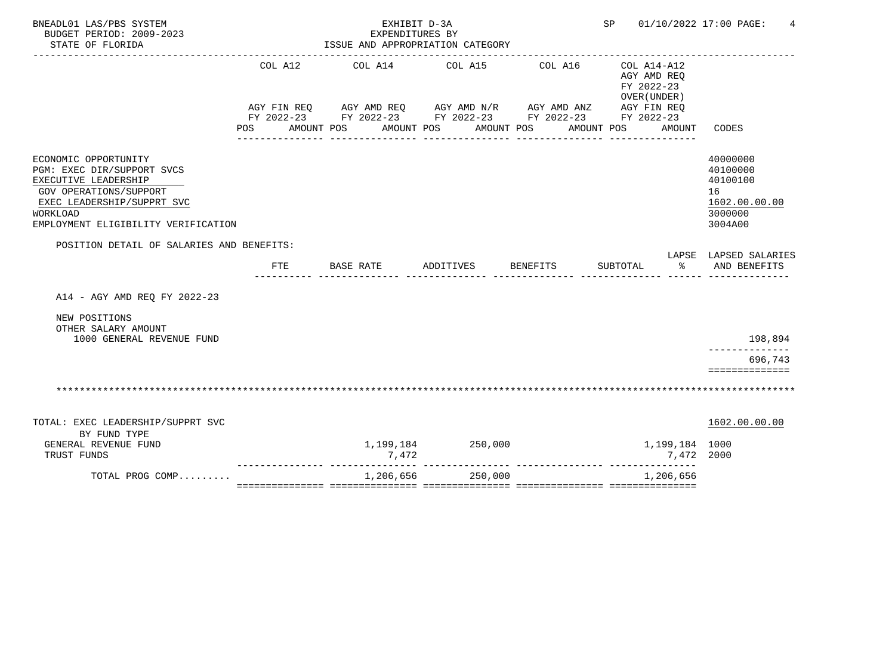BNEADL01 LAS/PBS SYSTEM
BUDGET PERIOD: 2009-2023
STATE OF FLORIDA

EXHIBIT D-3A
EXPENDITURES BY
ISSUE AND APPROPRIATION CATEGORY

SP 01/10/2022 17:00

| | COL A12 AGY FIN REQ FY 2022-23 POS AMOUNT | COL A14 AGY AMD REQ FY 2022-23 POS AMOUNT | COL A15 AGY AMD N/R FY 2022-23 POS AMOUNT | COL A16 AGY AMD ANZ FY 2022-23 POS AMOUNT | COL A14-A12 AGY AMD REQ FY 2022-23 OVER(UNDER) AGY FIN REQ FY 2022-23 POS AMOUNT | CODES |
|---|---|---|---|---|---|---|
| ECONOMIC OPPORTUNITY | | | | | | 40000000 |
| PGM: EXEC DIR/SUPPORT SVCS | | | | | | 40100000 |
| EXECUTIVE LEADERSHIP | | | | | | 40100100 |
| GOV OPERATIONS/SUPPORT | | | | | | 16 |
| EXEC LEADERSHIP/SUPPRT SVC | | | | | | 1602.00.00.00 |
| WORKLOAD | | | | | | 3000000 |
| EMPLOYMENT ELIGIBILITY VERIFICATION | | | | | | 3004A00 |

POSITION DETAIL OF SALARIES AND BENEFITS:

| | FTE | BASE RATE | ADDITIVES | BENEFITS | SUBTOTAL | LAPSE % | LAPSED SALARIES AND BENEFITS |
|---|---|---|---|---|---|---|---|
| A14 - AGY AMD REQ FY 2022-23 | | | | | | | |
| NEW POSITIONS | | | | | | | |
| OTHER SALARY AMOUNT | | | | | | | |
| 1000 GENERAL REVENUE FUND | | | | | | | 198,894 |
| | | | | | | | 696,743 |

| | COL A12 | COL A14 | COL A15 | COL A16 | COL A14-A12 | CODES |
|---|---|---|---|---|---|---|
| TOTAL: EXEC LEADERSHIP/SUPPRT SVC | | | | | | 1602.00.00.00 |
| BY FUND TYPE | | | | | | |
| GENERAL REVENUE FUND | | 1,199,184 | 250,000 | | 1,199,184 | 1000 |
| TRUST FUNDS | | 7,472 | | | 7,472 | 2000 |
| TOTAL PROG COMP......... | | 1,206,656 | 250,000 | | 1,206,656 | |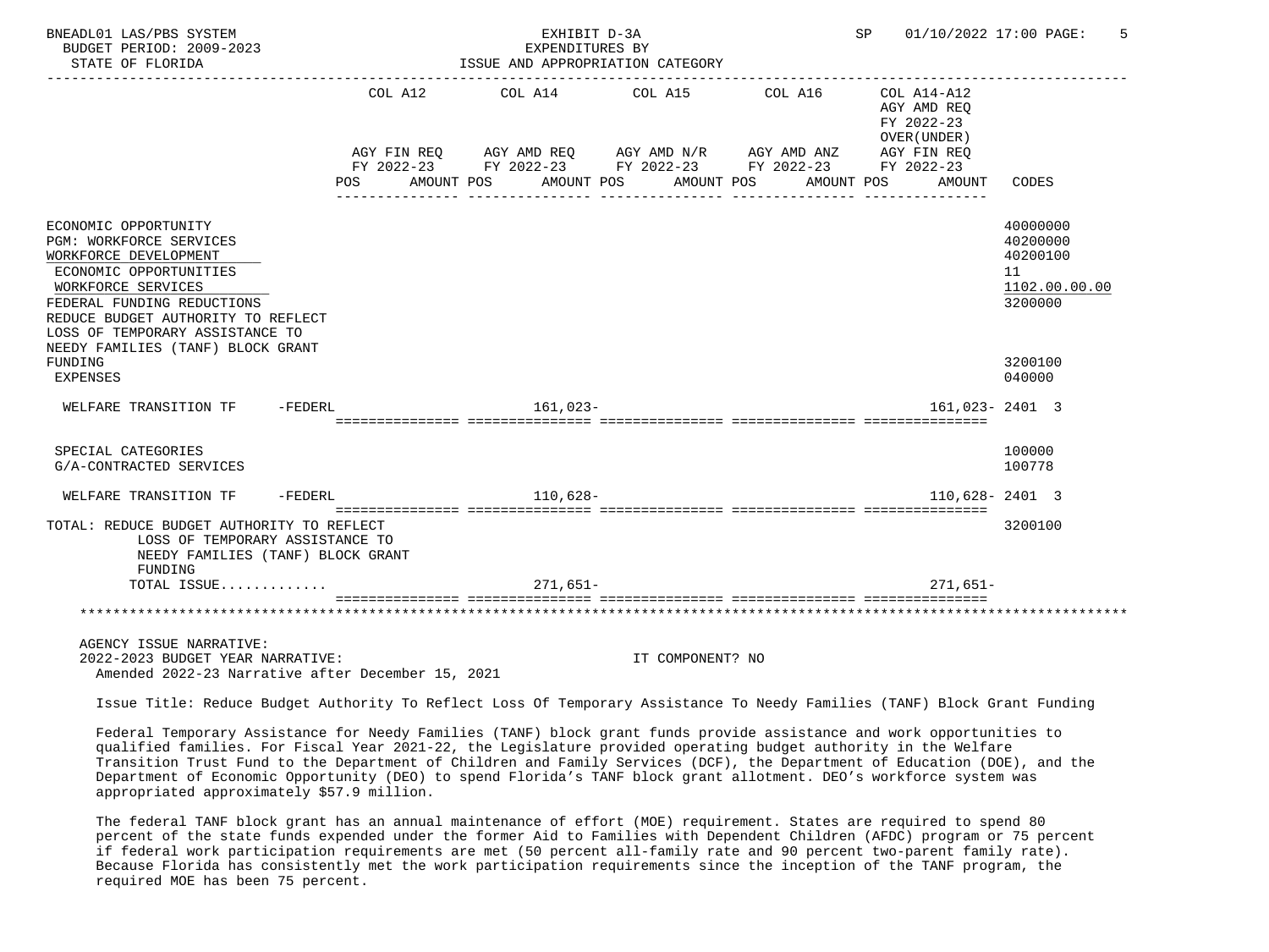BNEADL01 LAS/PBS SYSTEM — EXHIBIT D-3A — EXPENDITURES BY ISSUE AND APPROPRIATION CATEGORY
BUDGET PERIOD: 2009-2023 — STATE OF FLORIDA — SP 01/10/2022 17:00

| | COL A12 AGY FIN REQ FY 2022-23 POS AMOUNT | COL A14 AGY AMD REQ FY 2022-23 POS AMOUNT | COL A15 AGY AMD N/R FY 2022-23 POS AMOUNT | COL A16 AGY AMD ANZ FY 2022-23 POS AMOUNT | COL A14-A12 AGY AMD REQ FY 2022-23 OVER(UNDER) AGY FIN REQ FY 2022-23 POS AMOUNT | CODES |
|---|---|---|---|---|---|---|
| ECONOMIC OPPORTUNITY | | | | | | 40000000 |
| PGM: WORKFORCE SERVICES | | | | | | 40200000 |
| WORKFORCE DEVELOPMENT | | | | | | 40200100 |
| ECONOMIC OPPORTUNITIES | | | | | | 11 |
| WORKFORCE SERVICES | | | | | | 1102.00.00.00 |
| FEDERAL FUNDING REDUCTIONS | | | | | | 3200000 |
| REDUCE BUDGET AUTHORITY TO REFLECT LOSS OF TEMPORARY ASSISTANCE TO NEEDY FAMILIES (TANF) BLOCK GRANT FUNDING | | | | | | 3200100 |
| EXPENSES | | | | | | 040000 |
| WELFARE TRANSITION TF -FEDERL | | 161,023- | | | 161,023- | 2401 3 |
| SPECIAL CATEGORIES | | | | | | 100000 |
| G/A-CONTRACTED SERVICES | | | | | | 100778 |
| WELFARE TRANSITION TF -FEDERL | | 110,628- | | | 110,628- | 2401 3 |
| TOTAL: REDUCE BUDGET AUTHORITY TO REFLECT LOSS OF TEMPORARY ASSISTANCE TO NEEDY FAMILIES (TANF) BLOCK GRANT FUNDING | | | | | | 3200100 |
| TOTAL ISSUE............ | | 271,651- | | | 271,651- | |

AGENCY ISSUE NARRATIVE:
2022-2023 BUDGET YEAR NARRATIVE: IT COMPONENT? NO
Amended 2022-23 Narrative after December 15, 2021

Issue Title: Reduce Budget Authority To Reflect Loss Of Temporary Assistance To Needy Families (TANF) Block Grant Funding

Federal Temporary Assistance for Needy Families (TANF) block grant funds provide assistance and work opportunities to qualified families. For Fiscal Year 2021-22, the Legislature provided operating budget authority in the Welfare Transition Trust Fund to the Department of Children and Family Services (DCF), the Department of Education (DOE), and the Department of Economic Opportunity (DEO) to spend Florida's TANF block grant allotment. DEO's workforce system was appropriated approximately $57.9 million.

The federal TANF block grant has an annual maintenance of effort (MOE) requirement. States are required to spend 80 percent of the state funds expended under the former Aid to Families with Dependent Children (AFDC) program or 75 percent if federal work participation requirements are met (50 percent all-family rate and 90 percent two-parent family rate). Because Florida has consistently met the work participation requirements since the inception of the TANF program, the required MOE has been 75 percent.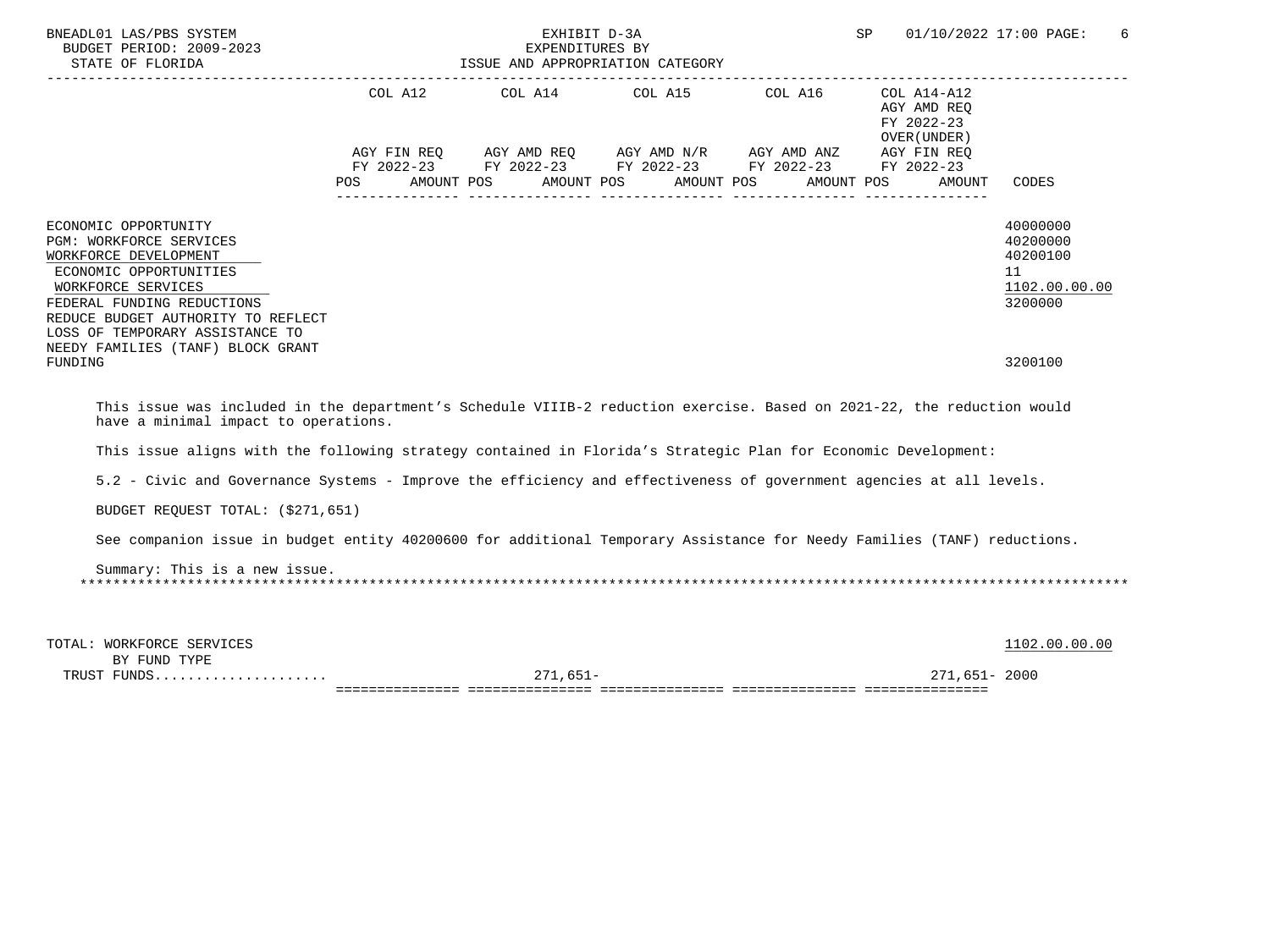BNEADL01 LAS/PBS SYSTEM — EXHIBIT D-3A — EXPENDITURES BY ISSUE AND APPROPRIATION CATEGORY

BUDGET PERIOD: 2009-2023

STATE OF FLORIDA

SP 01/10/2022 17:00

| | COL A12 AGY FIN REQ FY 2022-23 POS AMOUNT | COL A14 AGY AMD REQ FY 2022-23 POS AMOUNT | COL A15 AGY AMD N/R FY 2022-23 POS AMOUNT | COL A16 AGY AMD ANZ FY 2022-23 POS AMOUNT | COL A14-A12 AGY AMD REQ FY 2022-23 OVER(UNDER) AGY FIN REQ FY 2022-23 POS AMOUNT | CODES |
|---|---|---|---|---|---|---|
| ECONOMIC OPPORTUNITY | | | | | | 40000000 |
| PGM: WORKFORCE SERVICES | | | | | | 40200000 |
| WORKFORCE DEVELOPMENT | | | | | | 40200100 |
| ECONOMIC OPPORTUNITIES | | | | | | 11 |
| WORKFORCE SERVICES | | | | | | 1102.00.00.00 |
| FEDERAL FUNDING REDUCTIONS | | | | | | 3200000 |
| REDUCE BUDGET AUTHORITY TO REFLECT LOSS OF TEMPORARY ASSISTANCE TO NEEDY FAMILIES (TANF) BLOCK GRANT FUNDING | | | | | | 3200100 |

This issue was included in the department's Schedule VIIIB-2 reduction exercise. Based on 2021-22, the reduction would have a minimal impact to operations.

This issue aligns with the following strategy contained in Florida's Strategic Plan for Economic Development:

5.2 - Civic and Governance Systems - Improve the efficiency and effectiveness of government agencies at all levels.

BUDGET REQUEST TOTAL: ($271,651)

See companion issue in budget entity 40200600 for additional Temporary Assistance for Needy Families (TANF) reductions.

Summary: This is a new issue.

*******************************************************************************************************************************

| | COL A12 | COL A14 | COL A15 | COL A16 | COL A14-A12 | CODES |
|---|---|---|---|---|---|---|
| TOTAL: WORKFORCE SERVICES | | | | | | 1102.00.00.00 |
| BY FUND TYPE | | | | | | |
| TRUST FUNDS.................... | | 271,651- | | | 271,651- | 2000 |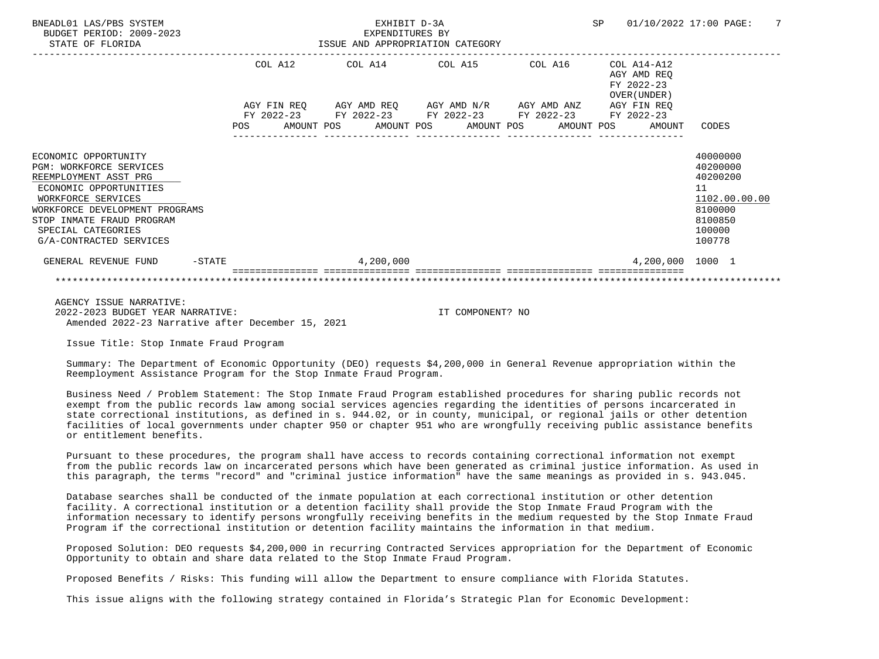BNEADL01 LAS/PBS SYSTEM — EXHIBIT D-3A — EXPENDITURES BY ISSUE AND APPROPRIATION CATEGORY
BUDGET PERIOD: 2009-2023
STATE OF FLORIDA
SP 01/10/2022 17:00

| | COL A12 AGY FIN REQ FY 2022-23 POS AMOUNT | COL A14 AGY AMD REQ FY 2022-23 POS AMOUNT | COL A15 AGY AMD N/R FY 2022-23 POS AMOUNT | COL A16 AGY AMD ANZ FY 2022-23 POS AMOUNT | COL A14-A12 AGY AMD REQ FY 2022-23 OVER(UNDER) AGY FIN REQ FY 2022-23 AMOUNT | CODES |
|---|---|---|---|---|---|---|
| ECONOMIC OPPORTUNITY | | | | | | 40000000 |
| PGM: WORKFORCE SERVICES | | | | | | 40200000 |
| REEMPLOYMENT ASST PRG | | | | | | 40200200 |
| ECONOMIC OPPORTUNITIES | | | | | | 11 |
| WORKFORCE SERVICES | | | | | | 1102.00.00.00 |
| WORKFORCE DEVELOPMENT PROGRAMS | | | | | | 8100000 |
| STOP INMATE FRAUD PROGRAM | | | | | | 8100850 |
| SPECIAL CATEGORIES | | | | | | 100000 |
| G/A-CONTRACTED SERVICES | | | | | | 100778 |
| GENERAL REVENUE FUND -STATE | | 4,200,000 | | | 4,200,000 | 1000 1 |

AGENCY ISSUE NARRATIVE:
2022-2023 BUDGET YEAR NARRATIVE: IT COMPONENT? NO
Amended 2022-23 Narrative after December 15, 2021

Issue Title: Stop Inmate Fraud Program

Summary: The Department of Economic Opportunity (DEO) requests $4,200,000 in General Revenue appropriation within the Reemployment Assistance Program for the Stop Inmate Fraud Program.

Business Need / Problem Statement: The Stop Inmate Fraud Program established procedures for sharing public records not exempt from the public records law among social services agencies regarding the identities of persons incarcerated in state correctional institutions, as defined in s. 944.02, or in county, municipal, or regional jails or other detention facilities of local governments under chapter 950 or chapter 951 who are wrongfully receiving public assistance benefits or entitlement benefits.

Pursuant to these procedures, the program shall have access to records containing correctional information not exempt from the public records law on incarcerated persons which have been generated as criminal justice information. As used in this paragraph, the terms "record" and "criminal justice information" have the same meanings as provided in s. 943.045.

Database searches shall be conducted of the inmate population at each correctional institution or other detention facility. A correctional institution or a detention facility shall provide the Stop Inmate Fraud Program with the information necessary to identify persons wrongfully receiving benefits in the medium requested by the Stop Inmate Fraud Program if the correctional institution or detention facility maintains the information in that medium.

Proposed Solution: DEO requests $4,200,000 in recurring Contracted Services appropriation for the Department of Economic Opportunity to obtain and share data related to the Stop Inmate Fraud Program.

Proposed Benefits / Risks: This funding will allow the Department to ensure compliance with Florida Statutes.

This issue aligns with the following strategy contained in Florida's Strategic Plan for Economic Development: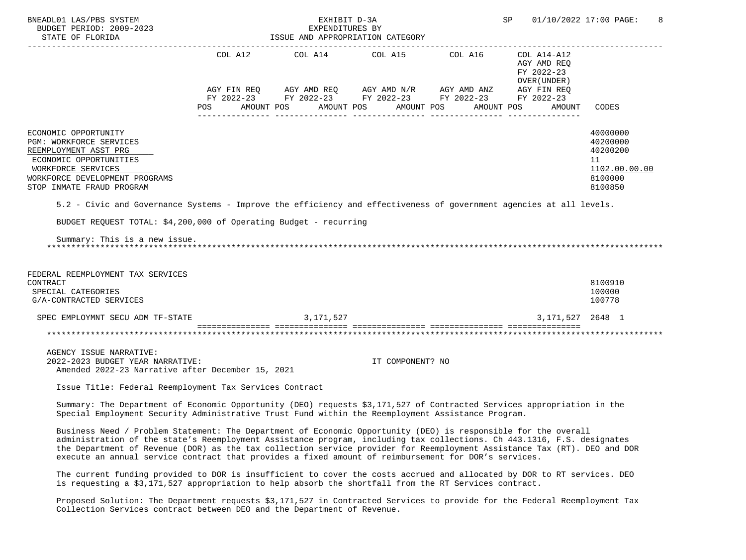| | COL A12 | COL A14 | COL A15 | COL A16 | COL A14-A12 AGY AMD REQ FY 2022-23 OVER(UNDER) | |
|---|---|---|---|---|---|---|
| | AGY FIN REQ FY 2022-23 POS AMOUNT | AGY AMD REQ FY 2022-23 POS AMOUNT | AGY AMD N/R FY 2022-23 POS AMOUNT | AGY AMD ANZ FY 2022-23 POS AMOUNT | AGY FIN REQ FY 2022-23 POS AMOUNT | CODES |
| ECONOMIC OPPORTUNITY | | | | | | 40000000 |
| PGM: WORKFORCE SERVICES | | | | | | 40200000 |
| REEMPLOYMENT ASST PRG | | | | | | 40200200 |
| ECONOMIC OPPORTUNITIES | | | | | | 11 |
| WORKFORCE SERVICES | | | | | | 1102.00.00.00 |
| WORKFORCE DEVELOPMENT PROGRAMS | | | | | | 8100000 |
| STOP INMATE FRAUD PROGRAM | | | | | | 8100850 |

5.2 - Civic and Governance Systems - Improve the efficiency and effectiveness of government agencies at all levels.

BUDGET REQUEST TOTAL: $4,200,000 of Operating Budget - recurring

Summary: This is a new issue.

***

| | COL A12 | COL A14 | COL A15 | COL A16 | COL A14-A12 | CODES |
|---|---|---|---|---|---|---|
| FEDERAL REEMPLOYMENT TAX SERVICES CONTRACT | | | | | | 8100910 |
| SPECIAL CATEGORIES | | | | | | 100000 |
| G/A-CONTRACTED SERVICES | | | | | | 100778 |
| SPEC EMPLOYMNT SECU ADM TF-STATE | | 3,171,527 | | | 3,171,527 | 2648 1 |

***

AGENCY ISSUE NARRATIVE:
2022-2023 BUDGET YEAR NARRATIVE: IT COMPONENT? NO
Amended 2022-23 Narrative after December 15, 2021

Issue Title: Federal Reemployment Tax Services Contract

Summary: The Department of Economic Opportunity (DEO) requests $3,171,527 of Contracted Services appropriation in the Special Employment Security Administrative Trust Fund within the Reemployment Assistance Program.

Business Need / Problem Statement: The Department of Economic Opportunity (DEO) is responsible for the overall administration of the state's Reemployment Assistance program, including tax collections. Ch 443.1316, F.S. designates the Department of Revenue (DOR) as the tax collection service provider for Reemployment Assistance Tax (RT). DEO and DOR execute an annual service contract that provides a fixed amount of reimbursement for DOR's services.

The current funding provided to DOR is insufficient to cover the costs accrued and allocated by DOR to RT services. DEO is requesting a $3,171,527 appropriation to help absorb the shortfall from the RT Services contract.

Proposed Solution: The Department requests $3,171,527 in Contracted Services to provide for the Federal Reemployment Tax Collection Services contract between DEO and the Department of Revenue.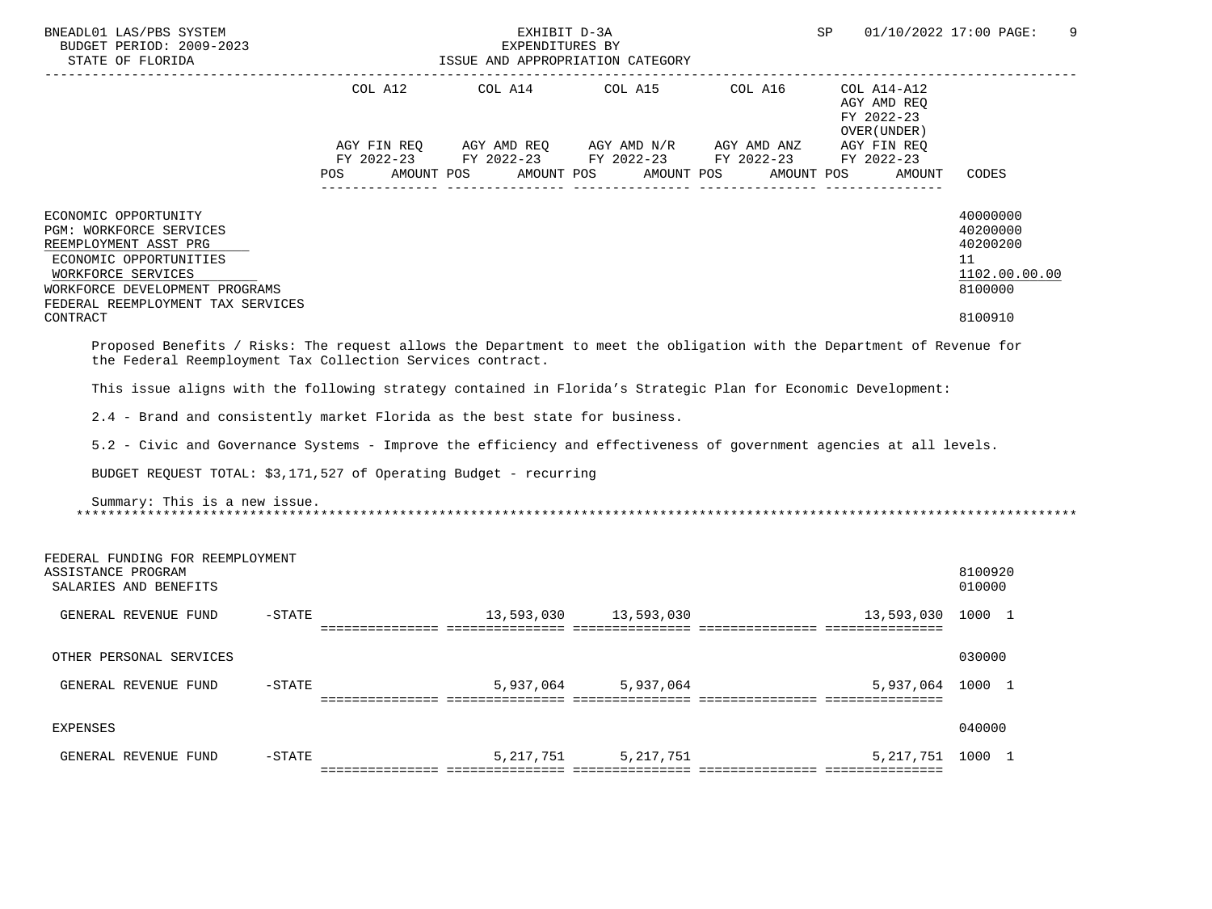| | COL A12 AGY FIN REQ FY 2022-23 POS AMOUNT | COL A14 AGY AMD REQ FY 2022-23 POS AMOUNT | COL A15 AGY AMD N/R FY 2022-23 POS AMOUNT | COL A16 AGY AMD ANZ FY 2022-23 POS AMOUNT | COL A14-A12 AGY AMD REQ FY 2022-23 OVER(UNDER) AGY FIN REQ FY 2022-23 POS AMOUNT | CODES |
|---|---|---|---|---|---|---|
| ECONOMIC OPPORTUNITY | | | | | | 40000000 |
| PGM: WORKFORCE SERVICES | | | | | | 40200000 |
| REEMPLOYMENT ASST PRG | | | | | | 40200200 |
| ECONOMIC OPPORTUNITIES | | | | | | 11 |
| WORKFORCE SERVICES | | | | | | 1102.00.00.00 |
| WORKFORCE DEVELOPMENT PROGRAMS | | | | | | 8100000 |
| FEDERAL REEMPLOYMENT TAX SERVICES CONTRACT | | | | | | 8100910 |

Proposed Benefits / Risks: The request allows the Department to meet the obligation with the Department of Revenue for the Federal Reemployment Tax Collection Services contract.

This issue aligns with the following strategy contained in Florida's Strategic Plan for Economic Development:

2.4 - Brand and consistently market Florida as the best state for business.

5.2 - Civic and Governance Systems - Improve the efficiency and effectiveness of government agencies at all levels.

BUDGET REQUEST TOTAL: $3,171,527 of Operating Budget - recurring

Summary: This is a new issue.

*****************************************************************************************************************************

| | COL A12 | COL A14 | COL A15 | COL A16 | COL A14-A12 | CODES |
|---|---|---|---|---|---|---|
| FEDERAL FUNDING FOR REEMPLOYMENT ASSISTANCE PROGRAM | | | | | | 8100920 |
| SALARIES AND BENEFITS | | | | | | 010000 |
| GENERAL REVENUE FUND -STATE | | 13,593,030 | 13,593,030 | | 13,593,030 | 1000 1 |
| OTHER PERSONAL SERVICES | | | | | | 030000 |
| GENERAL REVENUE FUND -STATE | | 5,937,064 | 5,937,064 | | 5,937,064 | 1000 1 |
| EXPENSES | | | | | | 040000 |
| GENERAL REVENUE FUND -STATE | | 5,217,751 | 5,217,751 | | 5,217,751 | 1000 1 |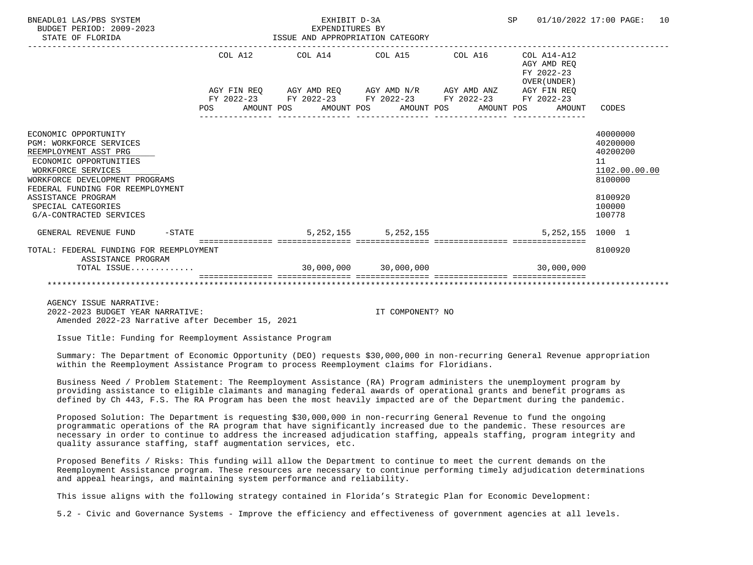BNEADL01 LAS/PBS SYSTEM
BUDGET PERIOD: 2009-2023
STATE OF FLORIDA

EXHIBIT D-3A
EXPENDITURES BY
ISSUE AND APPROPRIATION CATEGORY

SP 01/10/2022 17:00 PAGE: 10

| | COL A12 AGY FIN REQ FY 2022-23 POS AMOUNT | COL A14 AGY AMD REQ FY 2022-23 POS AMOUNT | COL A15 AGY AMD N/R FY 2022-23 POS AMOUNT | COL A16 AGY AMD ANZ FY 2022-23 POS AMOUNT | COL A14-A12 AGY AMD REQ FY 2022-23 OVER(UNDER) AGY FIN REQ FY 2022-23 POS AMOUNT | CODES |
|---|---|---|---|---|---|---|
| ECONOMIC OPPORTUNITY | | | | | | 40000000 |
| PGM: WORKFORCE SERVICES | | | | | | 40200000 |
| REEMPLOYMENT ASST PRG | | | | | | 40200200 |
| ECONOMIC OPPORTUNITIES | | | | | | 11 |
| WORKFORCE SERVICES | | | | | | 1102.00.00.00 |
| WORKFORCE DEVELOPMENT PROGRAMS | | | | | | 8100000 |
| FEDERAL FUNDING FOR REEMPLOYMENT ASSISTANCE PROGRAM | | | | | | 8100920 |
| SPECIAL CATEGORIES | | | | | | 100000 |
| G/A-CONTRACTED SERVICES | | | | | | 100778 |
| GENERAL REVENUE FUND -STATE | | 5,252,155 | 5,252,155 | | 5,252,155 | 1000 1 |
| TOTAL: FEDERAL FUNDING FOR REEMPLOYMENT ASSISTANCE PROGRAM | | | | | | 8100920 |
| TOTAL ISSUE............ | | 30,000,000 | 30,000,000 | | 30,000,000 | |

AGENCY ISSUE NARRATIVE:
2022-2023 BUDGET YEAR NARRATIVE: IT COMPONENT? NO
Amended 2022-23 Narrative after December 15, 2021

Issue Title: Funding for Reemployment Assistance Program

Summary: The Department of Economic Opportunity (DEO) requests $30,000,000 in non-recurring General Revenue appropriation within the Reemployment Assistance Program to process Reemployment claims for Floridians.

Business Need / Problem Statement: The Reemployment Assistance (RA) Program administers the unemployment program by providing assistance to eligible claimants and managing federal awards of operational grants and benefit programs as defined by Ch 443, F.S. The RA Program has been the most heavily impacted are of the Department during the pandemic.

Proposed Solution: The Department is requesting $30,000,000 in non-recurring General Revenue to fund the ongoing programmatic operations of the RA program that have significantly increased due to the pandemic. These resources are necessary in order to continue to address the increased adjudication staffing, appeals staffing, program integrity and quality assurance staffing, staff augmentation services, etc.

Proposed Benefits / Risks: This funding will allow the Department to continue to meet the current demands on the Reemployment Assistance program. These resources are necessary to continue performing timely adjudication determinations and appeal hearings, and maintaining system performance and reliability.

This issue aligns with the following strategy contained in Florida's Strategic Plan for Economic Development:

5.2 - Civic and Governance Systems - Improve the efficiency and effectiveness of government agencies at all levels.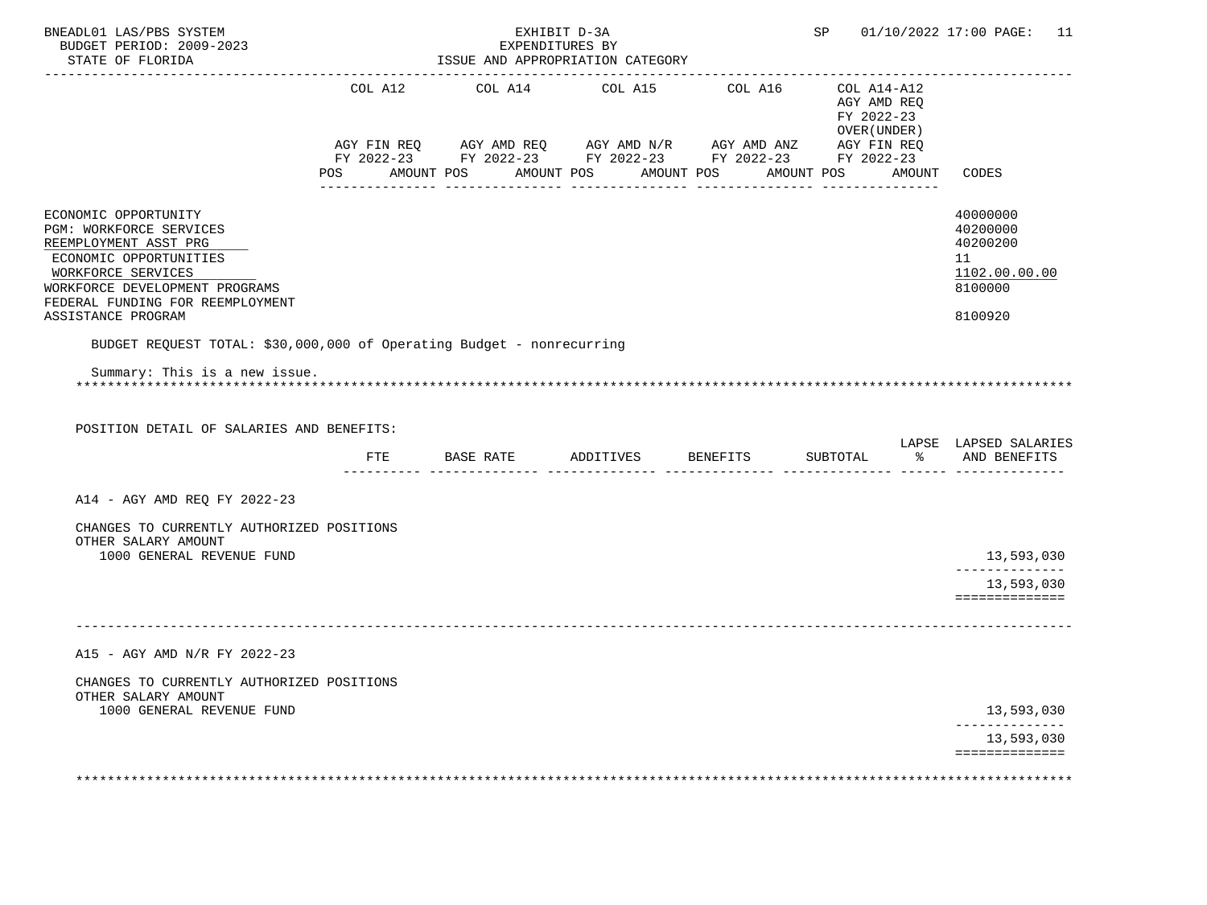BNEADL01 LAS/PBS SYSTEM — EXHIBIT D-3A — EXPENDITURES BY ISSUE AND APPROPRIATION CATEGORY
BUDGET PERIOD: 2009-2023 — STATE OF FLORIDA — SP 01/10/2022 17:00

| | COL A12 AGY FIN REQ FY 2022-23 POS AMOUNT | COL A14 AGY AMD REQ FY 2022-23 POS AMOUNT | COL A15 AGY AMD N/R FY 2022-23 POS AMOUNT | COL A16 AGY AMD ANZ FY 2022-23 POS AMOUNT | COL A14-A12 AGY AMD REQ FY 2022-23 OVER(UNDER) AGY FIN REQ FY 2022-23 POS AMOUNT | CODES |
|---|---|---|---|---|---|---|
| ECONOMIC OPPORTUNITY | | | | | | 40000000 |
| PGM: WORKFORCE SERVICES | | | | | | 40200000 |
| REEMPLOYMENT ASST PRG | | | | | | 40200200 |
| ECONOMIC OPPORTUNITIES | | | | | | 11 |
| WORKFORCE SERVICES | | | | | | 1102.00.00.00 |
| WORKFORCE DEVELOPMENT PROGRAMS | | | | | | 8100000 |
| FEDERAL FUNDING FOR REEMPLOYMENT ASSISTANCE PROGRAM | | | | | | 8100920 |

BUDGET REQUEST TOTAL: $30,000,000 of Operating Budget - nonrecurring

Summary: This is a new issue.

POSITION DETAIL OF SALARIES AND BENEFITS:

| | FTE | BASE RATE | ADDITIVES | BENEFITS | SUBTOTAL | LAPSE % | LAPSED SALARIES AND BENEFITS |
|---|---|---|---|---|---|---|---|
| **A14 - AGY AMD REQ FY 2022-23** | | | | | | | |
| CHANGES TO CURRENTLY AUTHORIZED POSITIONS | | | | | | | |
| OTHER SALARY AMOUNT | | | | | | | |
| 1000 GENERAL REVENUE FUND | | | | | | | 13,593,030 |
| | | | | | | | 13,593,030 |
| **A15 - AGY AMD N/R FY 2022-23** | | | | | | | |
| CHANGES TO CURRENTLY AUTHORIZED POSITIONS | | | | | | | |
| OTHER SALARY AMOUNT | | | | | | | |
| 1000 GENERAL REVENUE FUND | | | | | | | 13,593,030 |
| | | | | | | | 13,593,030 |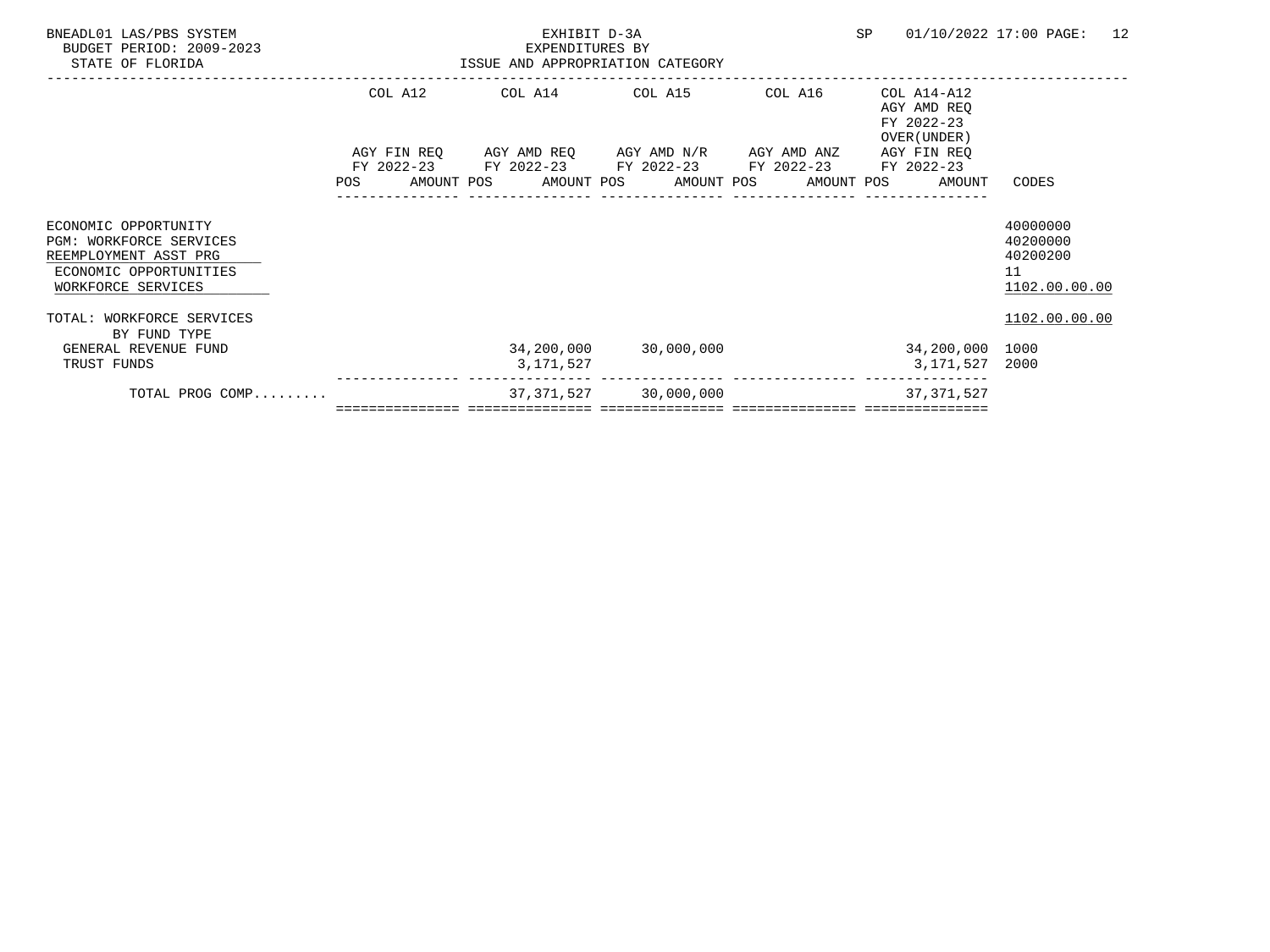BNEADL01 LAS/PBS SYSTEM
BUDGET PERIOD: 2009-2023
STATE OF FLORIDA

EXHIBIT D-3A
EXPENDITURES BY
ISSUE AND APPROPRIATION CATEGORY

SP 01/10/2022 17:00

| | COL A12 AGY FIN REQ FY 2022-23 POS AMOUNT | COL A14 AGY AMD REQ FY 2022-23 POS AMOUNT | COL A15 AGY AMD N/R FY 2022-23 POS AMOUNT | COL A16 AGY AMD ANZ FY 2022-23 POS AMOUNT | COL A14-A12 AGY AMD REQ FY 2022-23 OVER(UNDER) AGY FIN REQ FY 2022-23 POS AMOUNT | CODES |
|---|---|---|---|---|---|---|
| ECONOMIC OPPORTUNITY | | | | | | 40000000 |
| PGM: WORKFORCE SERVICES | | | | | | 40200000 |
| REEMPLOYMENT ASST PRG | | | | | | 40200200 |
| ECONOMIC OPPORTUNITIES | | | | | | 11 |
| WORKFORCE SERVICES | | | | | | 1102.00.00.00 |
| TOTAL: WORKFORCE SERVICES | | | | | | 1102.00.00.00 |
| BY FUND TYPE | | | | | | |
| GENERAL REVENUE FUND | | 34,200,000 | 30,000,000 | | 34,200,000 | 1000 |
| TRUST FUNDS | | 3,171,527 | | | 3,171,527 | 2000 |
| TOTAL PROG COMP......... | | 37,371,527 | 30,000,000 | | 37,371,527 | |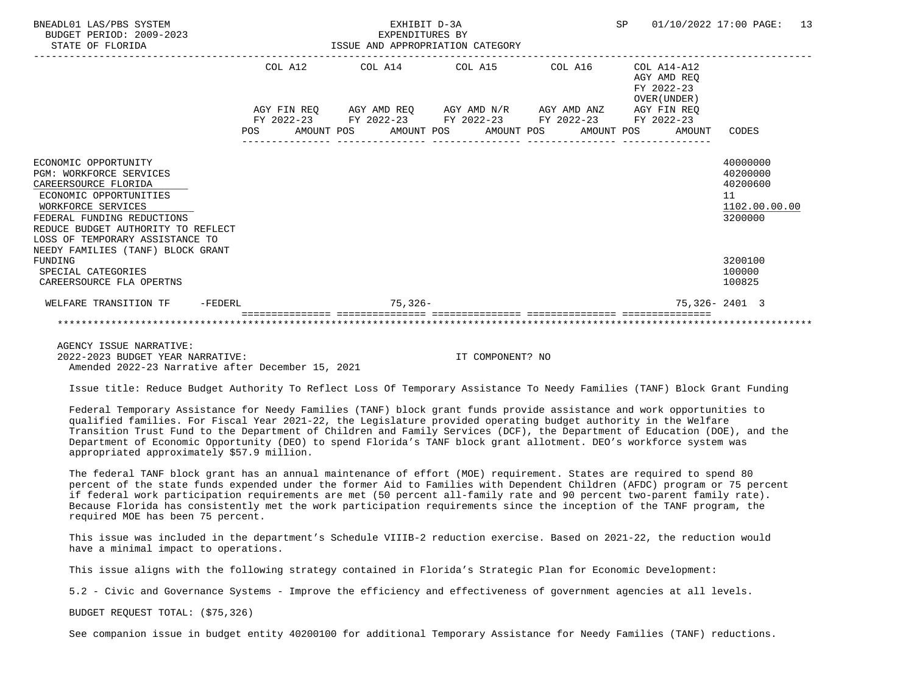BNEADL01 LAS/PBS SYSTEM | EXHIBIT D-3A | SP 01/10/2022 17:00
BUDGET PERIOD: 2009-2023 | EXPENDITURES BY
STATE OF FLORIDA | ISSUE AND APPROPRIATION CATEGORY

| | COL A12<br>AGY FIN REQ<br>FY 2022-23<br>POS AMOUNT | COL A14<br>AGY AMD REQ<br>FY 2022-23<br>POS AMOUNT | COL A15<br>AGY AMD N/R<br>FY 2022-23<br>POS AMOUNT | COL A16<br>AGY AMD ANZ<br>FY 2022-23<br>POS AMOUNT | COL A14-A12<br>AGY AMD REQ<br>FY 2022-23<br>OVER(UNDER)<br>AGY FIN REQ<br>FY 2022-23<br>POS AMOUNT | CODES |
|---|---|---|---|---|---|---|
| ECONOMIC OPPORTUNITY | | | | | | 40000000 |
| PGM: WORKFORCE SERVICES | | | | | | 40200000 |
| CAREERSOURCE FLORIDA | | | | | | 40200600 |
| ECONOMIC OPPORTUNITIES | | | | | | 11 |
| WORKFORCE SERVICES | | | | | | 1102.00.00.00 |
| FEDERAL FUNDING REDUCTIONS | | | | | | 3200000 |
| REDUCE BUDGET AUTHORITY TO REFLECT LOSS OF TEMPORARY ASSISTANCE TO NEEDY FAMILIES (TANF) BLOCK GRANT FUNDING | | | | | | 3200100 |
| SPECIAL CATEGORIES | | | | | | 100000 |
| CAREERSOURCE FLA OPERTNS | | | | | | 100825 |
| WELFARE TRANSITION TF -FEDERL | | 75,326- | | | 75,326- | 2401 3 |

AGENCY ISSUE NARRATIVE:
2022-2023 BUDGET YEAR NARRATIVE: IT COMPONENT? NO
Amended 2022-23 Narrative after December 15, 2021

Issue title: Reduce Budget Authority To Reflect Loss Of Temporary Assistance To Needy Families (TANF) Block Grant Funding

Federal Temporary Assistance for Needy Families (TANF) block grant funds provide assistance and work opportunities to qualified families. For Fiscal Year 2021-22, the Legislature provided operating budget authority in the Welfare Transition Trust Fund to the Department of Children and Family Services (DCF), the Department of Education (DOE), and the Department of Economic Opportunity (DEO) to spend Florida's TANF block grant allotment. DEO's workforce system was appropriated approximately $57.9 million.

The federal TANF block grant has an annual maintenance of effort (MOE) requirement. States are required to spend 80 percent of the state funds expended under the former Aid to Families with Dependent Children (AFDC) program or 75 percent if federal work participation requirements are met (50 percent all-family rate and 90 percent two-parent family rate). Because Florida has consistently met the work participation requirements since the inception of the TANF program, the required MOE has been 75 percent.

This issue was included in the department's Schedule VIIIB-2 reduction exercise. Based on 2021-22, the reduction would have a minimal impact to operations.

This issue aligns with the following strategy contained in Florida's Strategic Plan for Economic Development:

5.2 - Civic and Governance Systems - Improve the efficiency and effectiveness of government agencies at all levels.

BUDGET REQUEST TOTAL: ($75,326)

See companion issue in budget entity 40200100 for additional Temporary Assistance for Needy Families (TANF) reductions.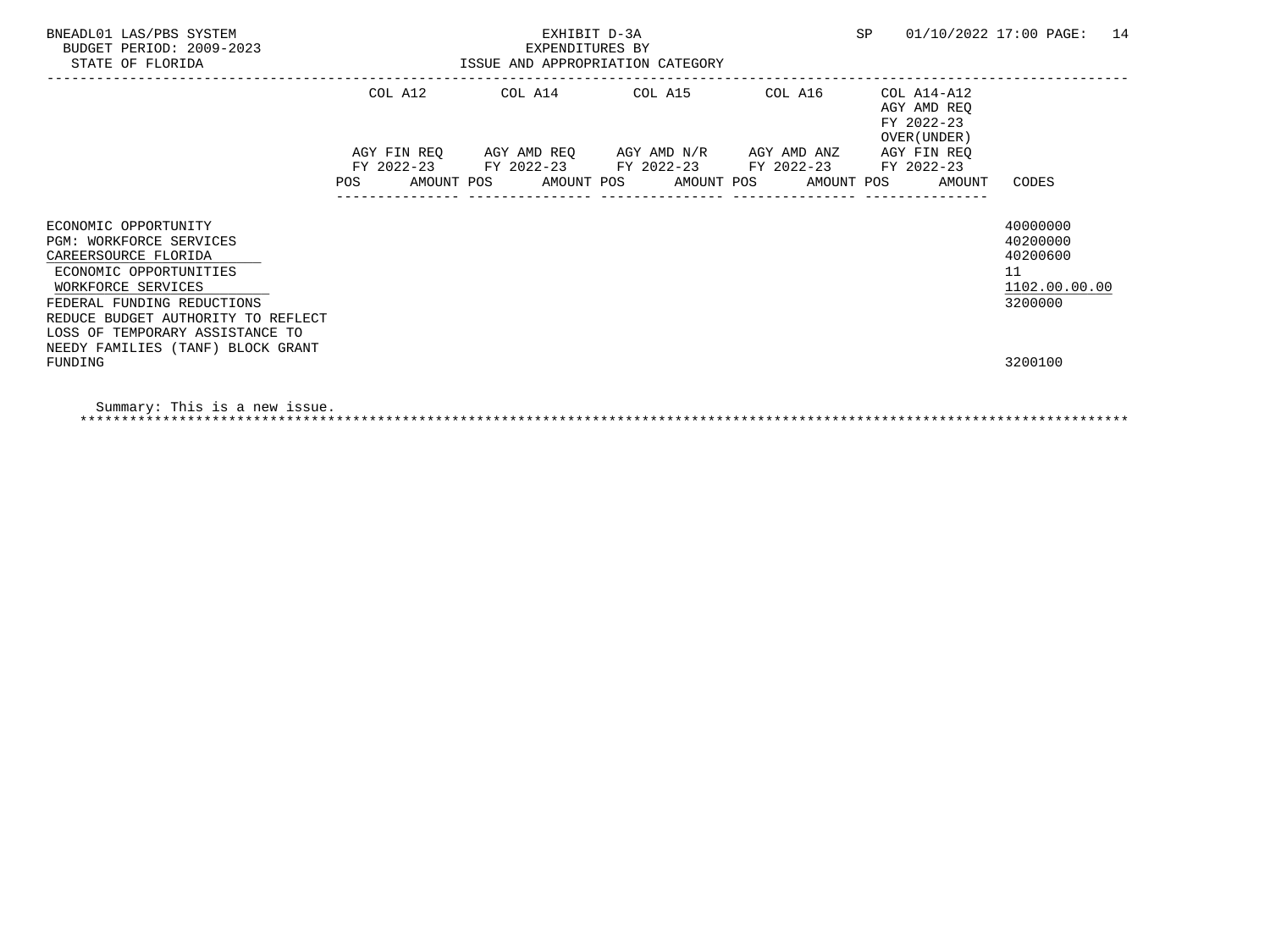BNEADL01 LAS/PBS SYSTEM
BUDGET PERIOD: 2009-2023
STATE OF FLORIDA

EXHIBIT D-3A
EXPENDITURES BY
ISSUE AND APPROPRIATION CATEGORY

SP 01/10/2022 17:00

| | COL A12 AGY FIN REQ FY 2022-23 POS AMOUNT | COL A14 AGY AMD REQ FY 2022-23 POS AMOUNT | COL A15 AGY AMD N/R FY 2022-23 POS AMOUNT | COL A16 AGY AMD ANZ FY 2022-23 POS AMOUNT | COL A14-A12 AGY AMD REQ FY 2022-23 OVER(UNDER) AGY FIN REQ FY 2022-23 POS AMOUNT | CODES |
|---|---|---|---|---|---|---|
| ECONOMIC OPPORTUNITY | | | | | | 40000000 |
| PGM: WORKFORCE SERVICES | | | | | | 40200000 |
| CAREERSOURCE FLORIDA | | | | | | 40200600 |
| ECONOMIC OPPORTUNITIES | | | | | | 11 |
| WORKFORCE SERVICES | | | | | | 1102.00.00.00 |
| FEDERAL FUNDING REDUCTIONS | | | | | | 3200000 |
| REDUCE BUDGET AUTHORITY TO REFLECT LOSS OF TEMPORARY ASSISTANCE TO NEEDY FAMILIES (TANF) BLOCK GRANT FUNDING | | | | | | 3200100 |

Summary: This is a new issue.

*******************************************************************************************************************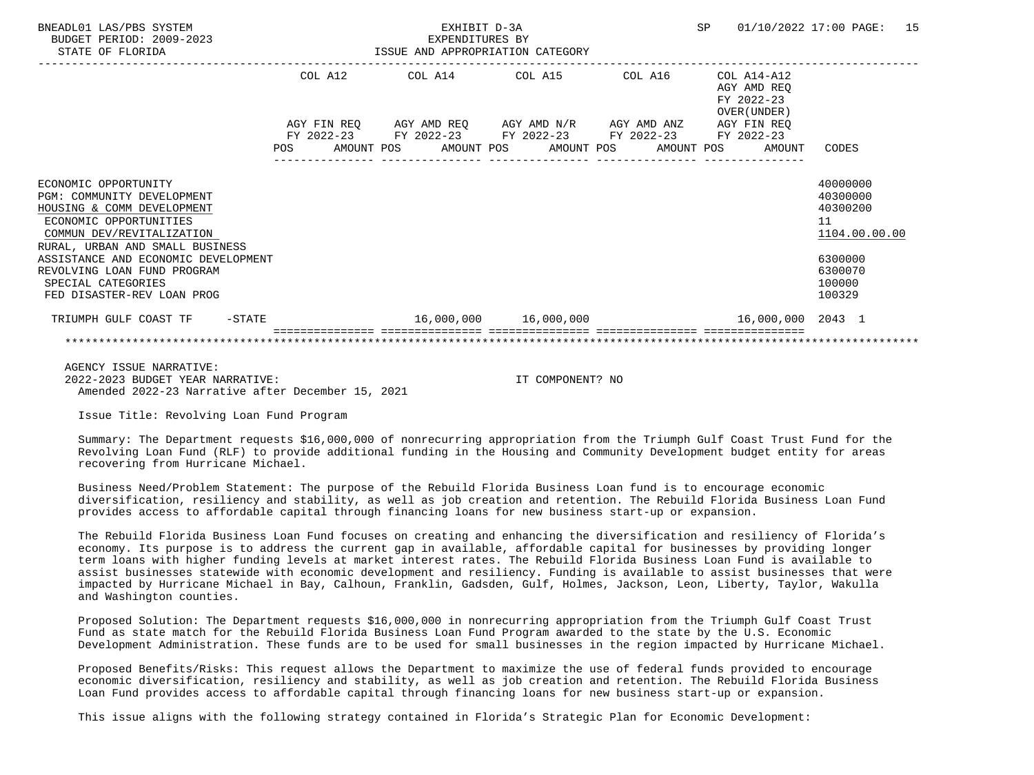BNEADL01 LAS/PBS SYSTEM — EXHIBIT D-3A — SP 01/10/2022 17:00
BUDGET PERIOD: 2009-2023 — EXPENDITURES BY
STATE OF FLORIDA — ISSUE AND APPROPRIATION CATEGORY

| | COL A12 AGY FIN REQ FY 2022-23 POS AMOUNT | COL A14 AGY AMD REQ FY 2022-23 POS AMOUNT | COL A15 AGY AMD N/R FY 2022-23 POS AMOUNT | COL A16 AGY AMD ANZ FY 2022-23 POS AMOUNT | COL A14-A12 AGY AMD REQ FY 2022-23 OVER(UNDER) AGY FIN REQ FY 2022-23 POS AMOUNT | CODES |
|---|---|---|---|---|---|---|
| ECONOMIC OPPORTUNITY | | | | | | 40000000 |
| PGM: COMMUNITY DEVELOPMENT | | | | | | 40300000 |
| HOUSING & COMM DEVELOPMENT | | | | | | 40300200 |
| ECONOMIC OPPORTUNITIES | | | | | | 11 |
| COMMUN DEV/REVITALIZATION | | | | | | 1104.00.00.00 |
| RURAL, URBAN AND SMALL BUSINESS ASSISTANCE AND ECONOMIC DEVELOPMENT | | | | | | 6300000 |
| REVOLVING LOAN FUND PROGRAM | | | | | | 6300070 |
| SPECIAL CATEGORIES | | | | | | 100000 |
| FED DISASTER-REV LOAN PROG | | | | | | 100329 |
| TRIUMPH GULF COAST TF -STATE | | 16,000,000 | 16,000,000 | | 16,000,000 | 2043 1 |

AGENCY ISSUE NARRATIVE:
2022-2023 BUDGET YEAR NARRATIVE: IT COMPONENT? NO
Amended 2022-23 Narrative after December 15, 2021

Issue Title: Revolving Loan Fund Program

Summary: The Department requests $16,000,000 of nonrecurring appropriation from the Triumph Gulf Coast Trust Fund for the Revolving Loan Fund (RLF) to provide additional funding in the Housing and Community Development budget entity for areas recovering from Hurricane Michael.

Business Need/Problem Statement: The purpose of the Rebuild Florida Business Loan fund is to encourage economic diversification, resiliency and stability, as well as job creation and retention. The Rebuild Florida Business Loan Fund provides access to affordable capital through financing loans for new business start-up or expansion.

The Rebuild Florida Business Loan Fund focuses on creating and enhancing the diversification and resiliency of Florida's economy. Its purpose is to address the current gap in available, affordable capital for businesses by providing longer term loans with higher funding levels at market interest rates. The Rebuild Florida Business Loan Fund is available to assist businesses statewide with economic development and resiliency. Funding is available to assist businesses that were impacted by Hurricane Michael in Bay, Calhoun, Franklin, Gadsden, Gulf, Holmes, Jackson, Leon, Liberty, Taylor, Wakulla and Washington counties.

Proposed Solution: The Department requests $16,000,000 in nonrecurring appropriation from the Triumph Gulf Coast Trust Fund as state match for the Rebuild Florida Business Loan Fund Program awarded to the state by the U.S. Economic Development Administration. These funds are to be used for small businesses in the region impacted by Hurricane Michael.

Proposed Benefits/Risks: This request allows the Department to maximize the use of federal funds provided to encourage economic diversification, resiliency and stability, as well as job creation and retention. The Rebuild Florida Business Loan Fund provides access to affordable capital through financing loans for new business start-up or expansion.

This issue aligns with the following strategy contained in Florida's Strategic Plan for Economic Development: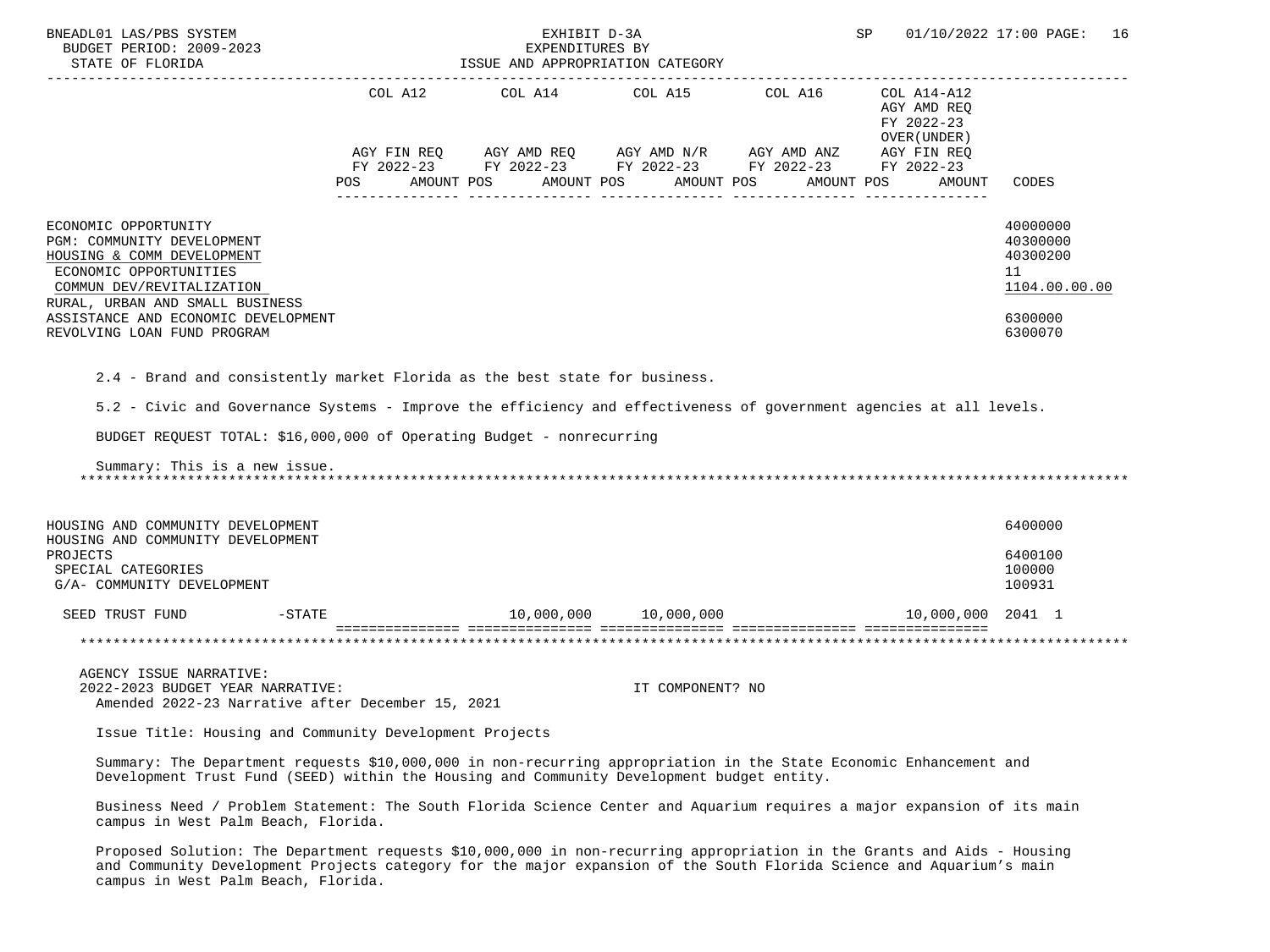BNEADL01 LAS/PBS SYSTEM | EXHIBIT D-3A | SP 01/10/2022 17:00 PAGE: 16
BUDGET PERIOD: 2009-2023 | EXPENDITURES BY
STATE OF FLORIDA | ISSUE AND APPROPRIATION CATEGORY

| | COL A12 AGY FIN REQ FY 2022-23 POS AMOUNT | COL A14 AGY AMD REQ FY 2022-23 POS AMOUNT | COL A15 AGY AMD N/R FY 2022-23 POS AMOUNT | COL A16 AGY AMD ANZ FY 2022-23 POS AMOUNT | COL A14-A12 AGY AMD REQ FY 2022-23 OVER(UNDER) AGY FIN REQ FY 2022-23 POS AMOUNT | CODES |
|---|---|---|---|---|---|---|
| ECONOMIC OPPORTUNITY | | | | | | 40000000 |
| PGM: COMMUNITY DEVELOPMENT | | | | | | 40300000 |
| HOUSING & COMM DEVELOPMENT | | | | | | 40300200 |
| ECONOMIC OPPORTUNITIES | | | | | | 11 |
| COMMUN DEV/REVITALIZATION | | | | | | 1104.00.00.00 |
| RURAL, URBAN AND SMALL BUSINESS ASSISTANCE AND ECONOMIC DEVELOPMENT | | | | | | 6300000 |
| REVOLVING LOAN FUND PROGRAM | | | | | | 6300070 |

2.4 - Brand and consistently market Florida as the best state for business.

5.2 - Civic and Governance Systems - Improve the efficiency and effectiveness of government agencies at all levels.

BUDGET REQUEST TOTAL: $16,000,000 of Operating Budget - nonrecurring

Summary: This is a new issue.

*******************************************************************************************************************

| | COL A12 | COL A14 | COL A15 | COL A16 | COL A14-A12 | CODES |
|---|---|---|---|---|---|---|
| HOUSING AND COMMUNITY DEVELOPMENT | | | | | | 6400000 |
| HOUSING AND COMMUNITY DEVELOPMENT PROJECTS | | | | | | 6400100 |
| SPECIAL CATEGORIES | | | | | | 100000 |
| G/A- COMMUNITY DEVELOPMENT | | | | | | 100931 |
| SEED TRUST FUND -STATE | | 10,000,000 | 10,000,000 | | 10,000,000 | 2041 1 |

*******************************************************************************************************************

AGENCY ISSUE NARRATIVE:

2022-2023 BUDGET YEAR NARRATIVE: IT COMPONENT? NO

Amended 2022-23 Narrative after December 15, 2021

Issue Title: Housing and Community Development Projects

Summary: The Department requests $10,000,000 in non-recurring appropriation in the State Economic Enhancement and Development Trust Fund (SEED) within the Housing and Community Development budget entity.

Business Need / Problem Statement: The South Florida Science Center and Aquarium requires a major expansion of its main campus in West Palm Beach, Florida.

Proposed Solution: The Department requests $10,000,000 in non-recurring appropriation in the Grants and Aids - Housing and Community Development Projects category for the major expansion of the South Florida Science and Aquarium's main campus in West Palm Beach, Florida.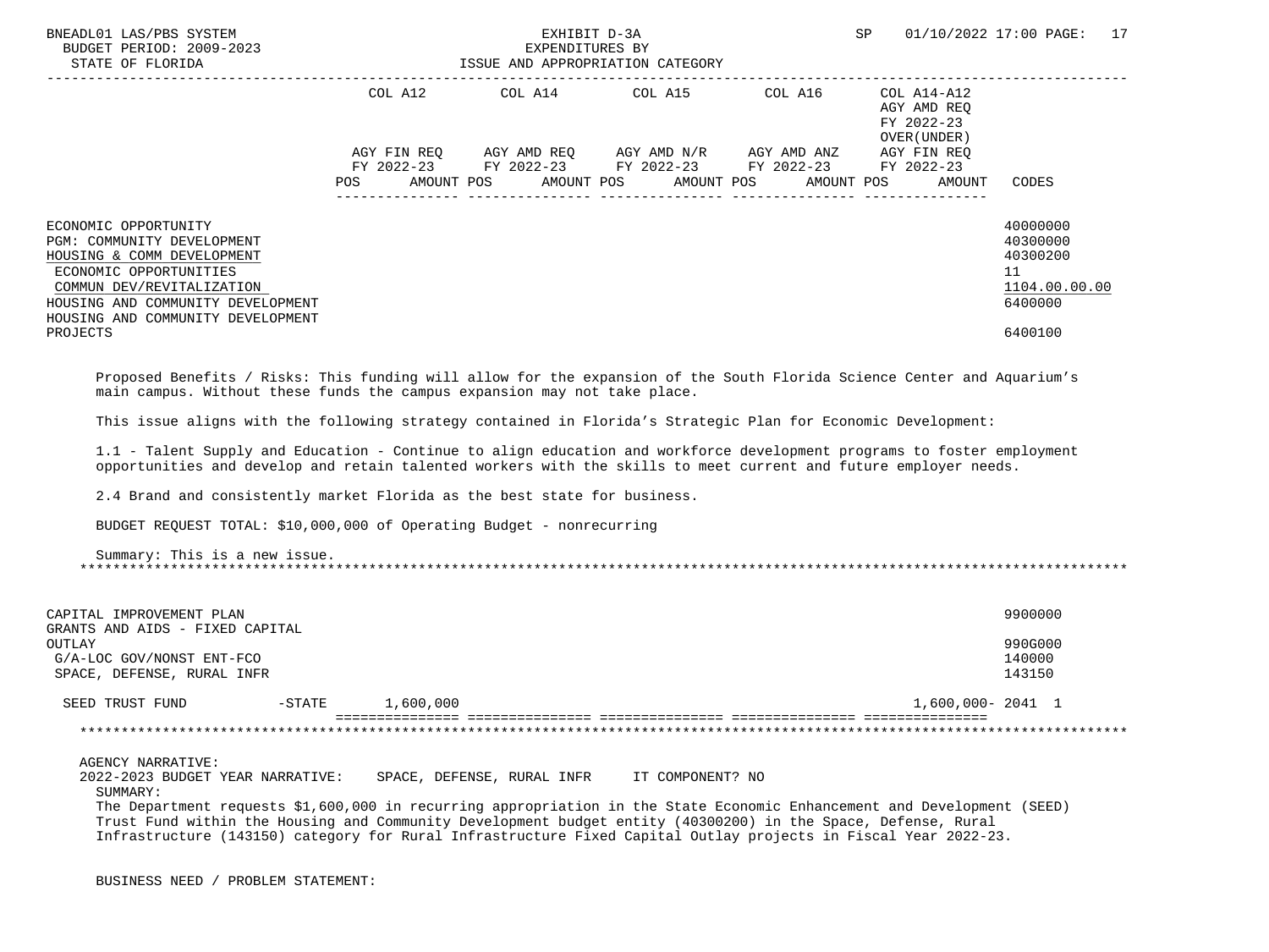| | COL A12 | COL A14 | COL A15 | COL A16 | COL A14-A12 AGY AMD REQ FY 2022-23 OVER(UNDER) | |
|---|---|---|---|---|---|---|
| | AGY FIN REQ FY 2022-23 | AGY AMD REQ FY 2022-23 | AGY AMD N/R FY 2022-23 | AGY AMD ANZ FY 2022-23 | AGY FIN REQ FY 2022-23 | |
| | POS AMOUNT | POS AMOUNT | POS AMOUNT | POS AMOUNT | POS AMOUNT | CODES |

ECONOMIC OPPORTUNITY — 40000000
PGM: COMMUNITY DEVELOPMENT — 40300000
HOUSING & COMM DEVELOPMENT — 40300200
ECONOMIC OPPORTUNITIES — 11
COMMUN DEV/REVITALIZATION — 1104.00.00.00
HOUSING AND COMMUNITY DEVELOPMENT — 6400000
HOUSING AND COMMUNITY DEVELOPMENT PROJECTS — 6400100

Proposed Benefits / Risks: This funding will allow for the expansion of the South Florida Science Center and Aquarium's main campus. Without these funds the campus expansion may not take place.

This issue aligns with the following strategy contained in Florida's Strategic Plan for Economic Development:

1.1 - Talent Supply and Education - Continue to align education and workforce development programs to foster employment opportunities and develop and retain talented workers with the skills to meet current and future employer needs.

2.4 Brand and consistently market Florida as the best state for business.

BUDGET REQUEST TOTAL: $10,000,000 of Operating Budget - nonrecurring

Summary: This is a new issue.

*****************************************************************************************************************************

CAPITAL IMPROVEMENT PLAN — 9900000
GRANTS AND AIDS - FIXED CAPITAL OUTLAY — 990G000
G/A-LOC GOV/NONST ENT-FCO — 140000
SPACE, DEFENSE, RURAL INFR — 143150

| | COL A12 | COL A14 | COL A15 | COL A16 | COL A14-A12 | CODES |
|---|---|---|---|---|---|---|
| SEED TRUST FUND -STATE | 1,600,000 | | | | 1,600,000- | 2041 1 |

*****************************************************************************************************************************

AGENCY NARRATIVE:
2022-2023 BUDGET YEAR NARRATIVE: SPACE, DEFENSE, RURAL INFR IT COMPONENT? NO

SUMMARY:

The Department requests $1,600,000 in recurring appropriation in the State Economic Enhancement and Development (SEED) Trust Fund within the Housing and Community Development budget entity (40300200) in the Space, Defense, Rural Infrastructure (143150) category for Rural Infrastructure Fixed Capital Outlay projects in Fiscal Year 2022-23.

BUSINESS NEED / PROBLEM STATEMENT: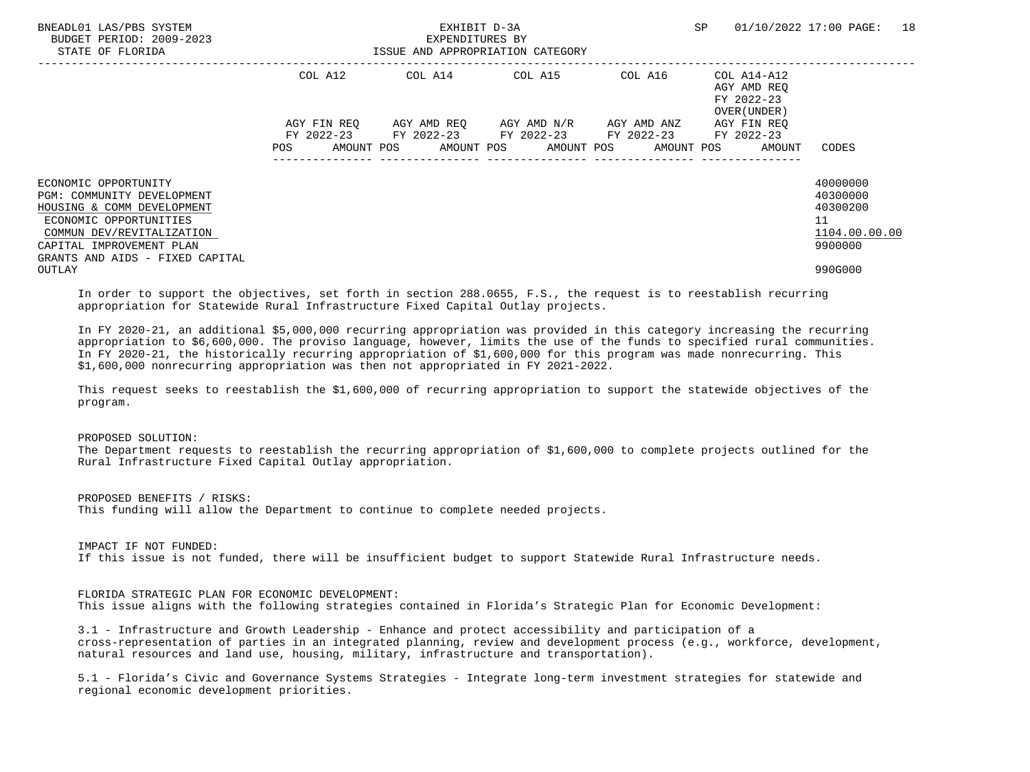| | COL A12 | | COL A14 | | COL A15 | | COL A16 | | COL A14-A12 AGY AMD REQ FY 2022-23 OVER(UNDER) | | |
|---|---|---|---|---|---|---|---|---|---|---|---|
| | AGY FIN REQ FY 2022-23 | | AGY AMD REQ FY 2022-23 | | AGY AMD N/R FY 2022-23 | | AGY AMD ANZ FY 2022-23 | | AGY FIN REQ FY 2022-23 | | |
| | POS | AMOUNT | POS | AMOUNT | POS | AMOUNT | POS | AMOUNT | POS | AMOUNT | CODES |
| ECONOMIC OPPORTUNITY | | | | | | | | | | | 40000000 |
| PGM: COMMUNITY DEVELOPMENT | | | | | | | | | | | 40300000 |
| HOUSING & COMM DEVELOPMENT | | | | | | | | | | | 40300200 |
| ECONOMIC OPPORTUNITIES | | | | | | | | | | | 11 |
| COMMUN DEV/REVITALIZATION | | | | | | | | | | | 1104.00.00.00 |
| CAPITAL IMPROVEMENT PLAN | | | | | | | | | | | 9900000 |
| GRANTS AND AIDS - FIXED CAPITAL OUTLAY | | | | | | | | | | | 990G000 |

In order to support the objectives, set forth in section 288.0655, F.S., the request is to reestablish recurring appropriation for Statewide Rural Infrastructure Fixed Capital Outlay projects.

In FY 2020-21, an additional $5,000,000 recurring appropriation was provided in this category increasing the recurring appropriation to $6,600,000. The proviso language, however, limits the use of the funds to specified rural communities. In FY 2020-21, the historically recurring appropriation of $1,600,000 for this program was made nonrecurring. This $1,600,000 nonrecurring appropriation was then not appropriated in FY 2021-2022.

This request seeks to reestablish the $1,600,000 of recurring appropriation to support the statewide objectives of the program.

PROPOSED SOLUTION:
The Department requests to reestablish the recurring appropriation of $1,600,000 to complete projects outlined for the Rural Infrastructure Fixed Capital Outlay appropriation.

PROPOSED BENEFITS / RISKS:
This funding will allow the Department to continue to complete needed projects.

IMPACT IF NOT FUNDED:
If this issue is not funded, there will be insufficient budget to support Statewide Rural Infrastructure needs.

FLORIDA STRATEGIC PLAN FOR ECONOMIC DEVELOPMENT:
This issue aligns with the following strategies contained in Florida's Strategic Plan for Economic Development:

3.1 - Infrastructure and Growth Leadership - Enhance and protect accessibility and participation of a cross-representation of parties in an integrated planning, review and development process (e.g., workforce, development, natural resources and land use, housing, military, infrastructure and transportation).

5.1 - Florida's Civic and Governance Systems Strategies - Integrate long-term investment strategies for statewide and regional economic development priorities.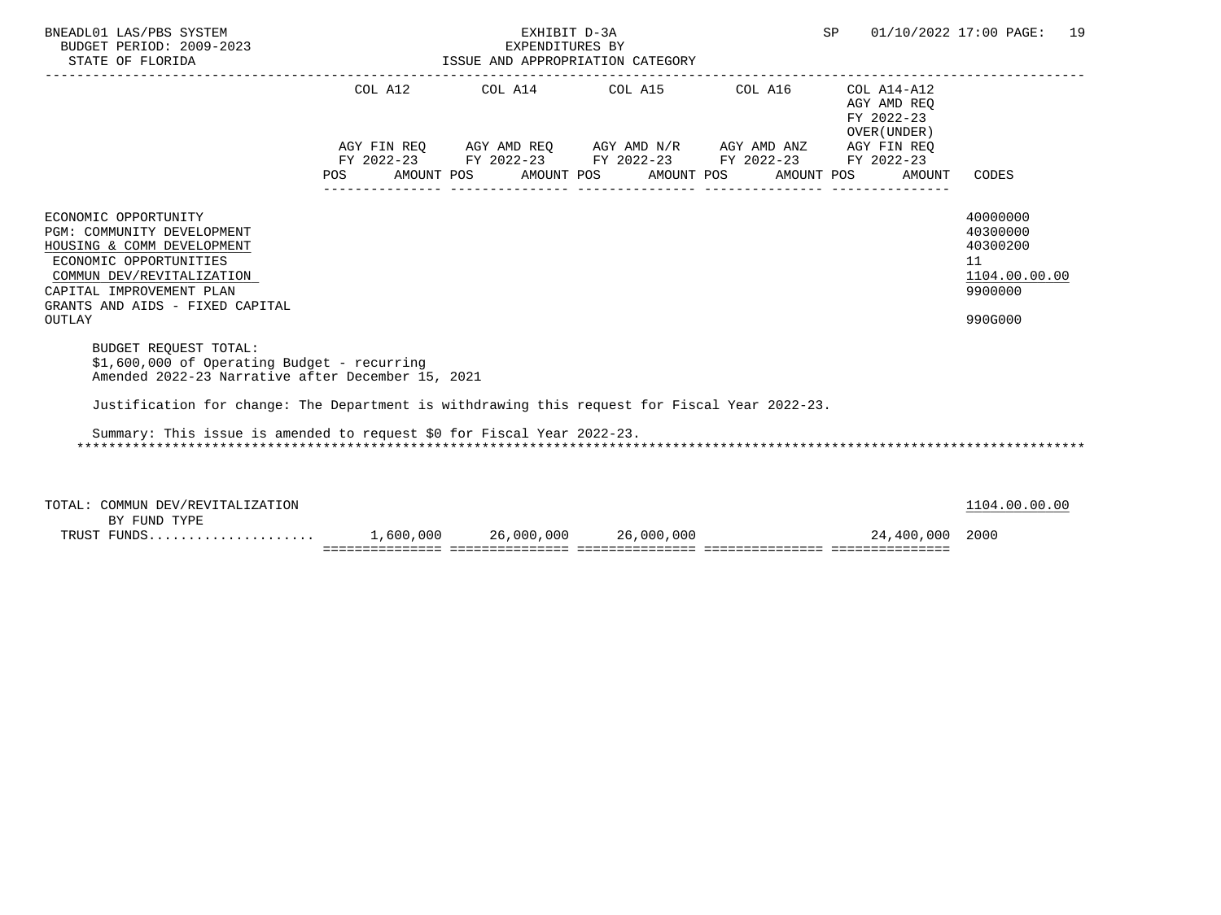BNEADL01 LAS/PBS SYSTEM
BUDGET PERIOD: 2009-2023
STATE OF FLORIDA

EXHIBIT D-3A
EXPENDITURES BY
ISSUE AND APPROPRIATION CATEGORY

SP 01/10/2022 17:00

| | COL A12 AGY FIN REQ FY 2022-23 POS AMOUNT | COL A14 AGY AMD REQ FY 2022-23 POS AMOUNT | COL A15 AGY AMD N/R FY 2022-23 POS AMOUNT | COL A16 AGY AMD ANZ FY 2022-23 POS AMOUNT | COL A14-A12 AGY AMD REQ FY 2022-23 OVER(UNDER) AGY FIN REQ FY 2022-23 POS AMOUNT | CODES |
|---|---|---|---|---|---|---|
| ECONOMIC OPPORTUNITY | | | | | | 40000000 |
| PGM: COMMUNITY DEVELOPMENT | | | | | | 40300000 |
| HOUSING & COMM DEVELOPMENT | | | | | | 40300200 |
| ECONOMIC OPPORTUNITIES | | | | | | 11 |
| COMMUN DEV/REVITALIZATION | | | | | | 1104.00.00.00 |
| CAPITAL IMPROVEMENT PLAN | | | | | | 9900000 |
| GRANTS AND AIDS - FIXED CAPITAL OUTLAY | | | | | | 990G000 |

BUDGET REQUEST TOTAL:
$1,600,000 of Operating Budget - recurring
Amended 2022-23 Narrative after December 15, 2021

Justification for change: The Department is withdrawing this request for Fiscal Year 2022-23.

Summary: This issue is amended to request $0 for Fiscal Year 2022-23.

*******************************************************************************************************************************

| | COL A12 | COL A14 | COL A15 | COL A16 | COL A14-A12 | CODES |
|---|---|---|---|---|---|---|
| TOTAL: COMMUN DEV/REVITALIZATION | | | | | | 1104.00.00.00 |
| BY FUND TYPE | | | | | | |
| TRUST FUNDS.................... | 1,600,000 | 26,000,000 | 26,000,000 | | 24,400,000 | 2000 |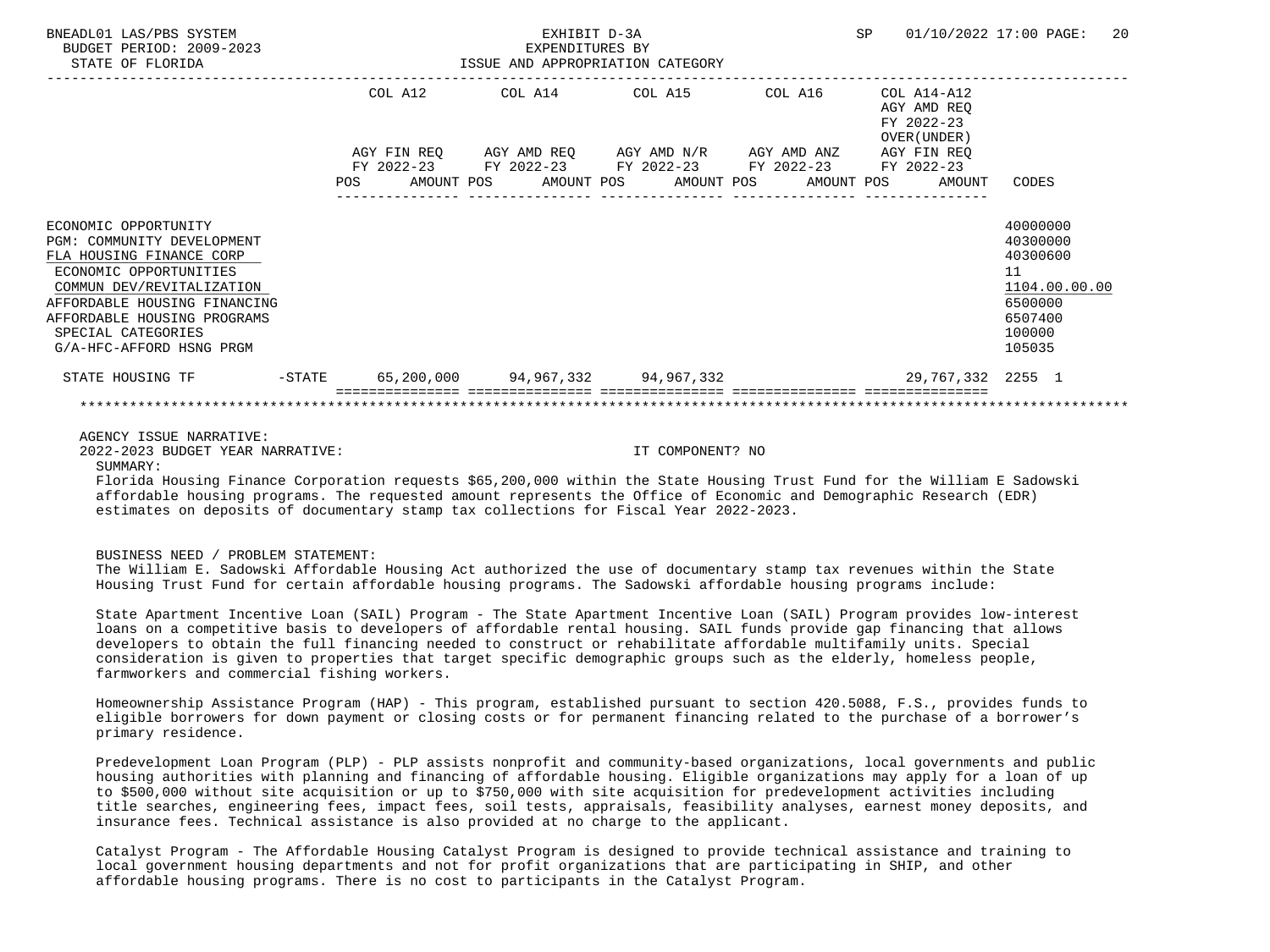BNEADL01 LAS/PBS SYSTEM — EXHIBIT D-3A — EXPENDITURES BY ISSUE AND APPROPRIATION CATEGORY
BUDGET PERIOD: 2009-2023
STATE OF FLORIDA
SP 01/10/2022 17:00

| | | COL A12 AGY FIN REQ FY 2022-23 POS AMOUNT | COL A14 AGY AMD REQ FY 2022-23 POS AMOUNT | COL A15 AGY AMD N/R FY 2022-23 POS AMOUNT | COL A16 AGY AMD ANZ FY 2022-23 POS AMOUNT | COL A14-A12 AGY AMD REQ FY 2022-23 OVER(UNDER) AGY FIN REQ FY 2022-23 POS AMOUNT | CODES |
|---|---|---|---|---|---|---|---|
| ECONOMIC OPPORTUNITY | | | | | | | 40000000 |
| PGM: COMMUNITY DEVELOPMENT | | | | | | | 40300000 |
| FLA HOUSING FINANCE CORP | | | | | | | 40300600 |
| ECONOMIC OPPORTUNITIES | | | | | | | 11 |
| COMMUN DEV/REVITALIZATION | | | | | | | 1104.00.00.00 |
| AFFORDABLE HOUSING FINANCING | | | | | | | 6500000 |
| AFFORDABLE HOUSING PROGRAMS | | | | | | | 6507400 |
| SPECIAL CATEGORIES | | | | | | | 100000 |
| G/A-HFC-AFFORD HSNG PRGM | | | | | | | 105035 |
| STATE HOUSING TF | -STATE | 65,200,000 | 94,967,332 | 94,967,332 | | 29,767,332 | 2255 1 |

AGENCY ISSUE NARRATIVE:

2022-2023 BUDGET YEAR NARRATIVE: IT COMPONENT? NO

SUMMARY:

Florida Housing Finance Corporation requests $65,200,000 within the State Housing Trust Fund for the William E Sadowski affordable housing programs. The requested amount represents the Office of Economic and Demographic Research (EDR) estimates on deposits of documentary stamp tax collections for Fiscal Year 2022-2023.

BUSINESS NEED / PROBLEM STATEMENT:

The William E. Sadowski Affordable Housing Act authorized the use of documentary stamp tax revenues within the State Housing Trust Fund for certain affordable housing programs. The Sadowski affordable housing programs include:

State Apartment Incentive Loan (SAIL) Program - The State Apartment Incentive Loan (SAIL) Program provides low-interest loans on a competitive basis to developers of affordable rental housing. SAIL funds provide gap financing that allows developers to obtain the full financing needed to construct or rehabilitate affordable multifamily units. Special consideration is given to properties that target specific demographic groups such as the elderly, homeless people, farmworkers and commercial fishing workers.

Homeownership Assistance Program (HAP) - This program, established pursuant to section 420.5088, F.S., provides funds to eligible borrowers for down payment or closing costs or for permanent financing related to the purchase of a borrower's primary residence.

Predevelopment Loan Program (PLP) - PLP assists nonprofit and community-based organizations, local governments and public housing authorities with planning and financing of affordable housing. Eligible organizations may apply for a loan of up to $500,000 without site acquisition or up to $750,000 with site acquisition for predevelopment activities including title searches, engineering fees, impact fees, soil tests, appraisals, feasibility analyses, earnest money deposits, and insurance fees. Technical assistance is also provided at no charge to the applicant.

Catalyst Program - The Affordable Housing Catalyst Program is designed to provide technical assistance and training to local government housing departments and not for profit organizations that are participating in SHIP, and other affordable housing programs. There is no cost to participants in the Catalyst Program.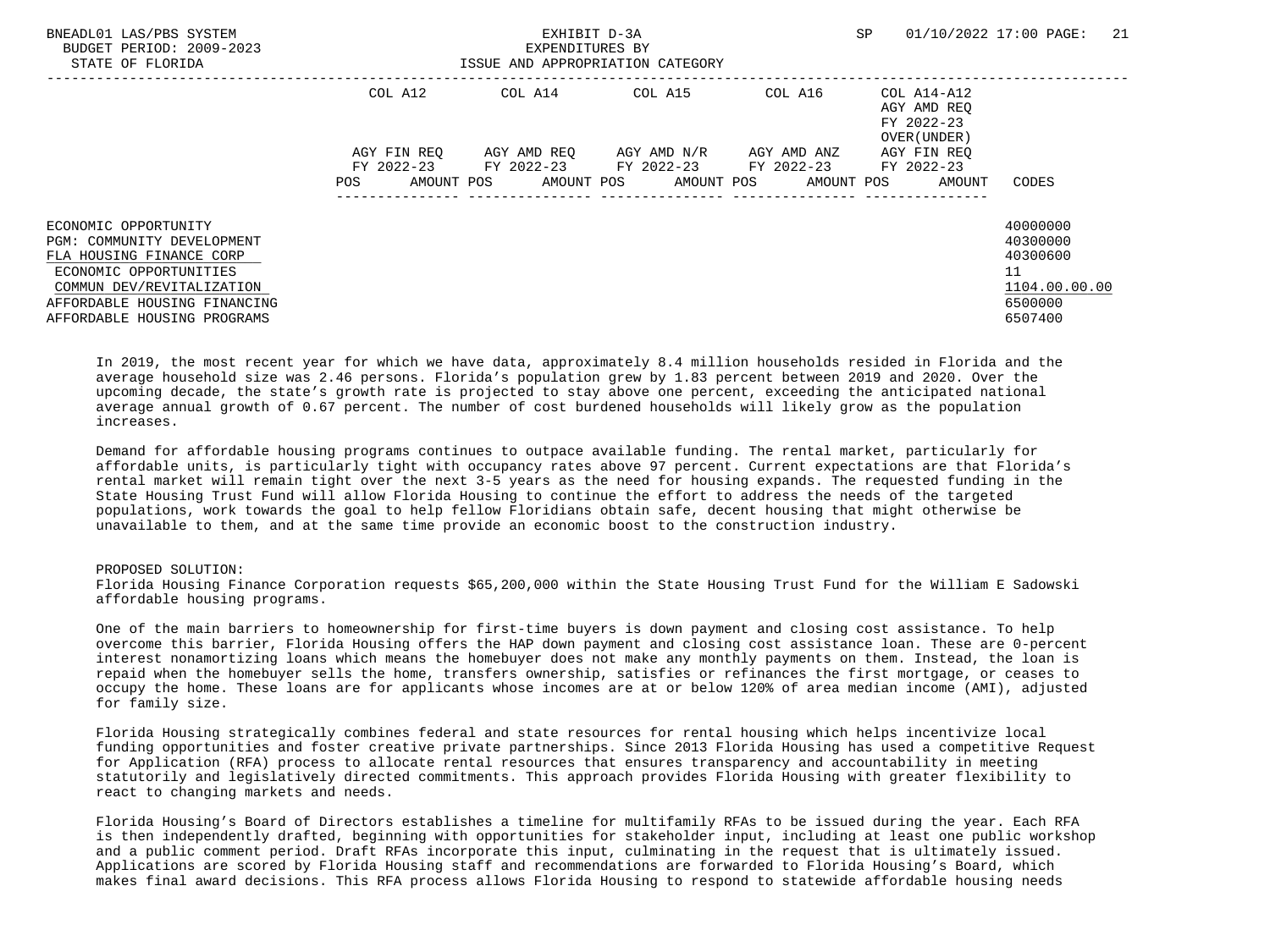| | COL A12 | | COL A14 | | COL A15 | | COL A16 | | COL A14-A12 AGY AMD REQ FY 2022-23 OVER(UNDER) | | |
|---|---|---|---|---|---|---|---|---|---|---|---|
| | AGY FIN REQ FY 2022-23 | | AGY AMD REQ FY 2022-23 | | AGY AMD N/R FY 2022-23 | | AGY AMD ANZ FY 2022-23 | | AGY FIN REQ FY 2022-23 | | |
| | POS | AMOUNT | POS | AMOUNT | POS | AMOUNT | POS | AMOUNT | POS | AMOUNT | CODES |
| ECONOMIC OPPORTUNITY | | | | | | | | | | | 40000000 |
| PGM: COMMUNITY DEVELOPMENT | | | | | | | | | | | 40300000 |
| FLA HOUSING FINANCE CORP | | | | | | | | | | | 40300600 |
| ECONOMIC OPPORTUNITIES | | | | | | | | | | | 11 |
| COMMUN DEV/REVITALIZATION | | | | | | | | | | | 1104.00.00.00 |
| AFFORDABLE HOUSING FINANCING | | | | | | | | | | | 6500000 |
| AFFORDABLE HOUSING PROGRAMS | | | | | | | | | | | 6507400 |

In 2019, the most recent year for which we have data, approximately 8.4 million households resided in Florida and the average household size was 2.46 persons. Florida's population grew by 1.83 percent between 2019 and 2020. Over the upcoming decade, the state's growth rate is projected to stay above one percent, exceeding the anticipated national average annual growth of 0.67 percent. The number of cost burdened households will likely grow as the population increases.

Demand for affordable housing programs continues to outpace available funding. The rental market, particularly for affordable units, is particularly tight with occupancy rates above 97 percent. Current expectations are that Florida's rental market will remain tight over the next 3-5 years as the need for housing expands. The requested funding in the State Housing Trust Fund will allow Florida Housing to continue the effort to address the needs of the targeted populations, work towards the goal to help fellow Floridians obtain safe, decent housing that might otherwise be unavailable to them, and at the same time provide an economic boost to the construction industry.

PROPOSED SOLUTION:
Florida Housing Finance Corporation requests $65,200,000 within the State Housing Trust Fund for the William E Sadowski affordable housing programs.

One of the main barriers to homeownership for first-time buyers is down payment and closing cost assistance. To help overcome this barrier, Florida Housing offers the HAP down payment and closing cost assistance loan. These are 0-percent interest nonamortizing loans which means the homebuyer does not make any monthly payments on them. Instead, the loan is repaid when the homebuyer sells the home, transfers ownership, satisfies or refinances the first mortgage, or ceases to occupy the home. These loans are for applicants whose incomes are at or below 120% of area median income (AMI), adjusted for family size.

Florida Housing strategically combines federal and state resources for rental housing which helps incentivize local funding opportunities and foster creative private partnerships. Since 2013 Florida Housing has used a competitive Request for Application (RFA) process to allocate rental resources that ensures transparency and accountability in meeting statutorily and legislatively directed commitments. This approach provides Florida Housing with greater flexibility to react to changing markets and needs.

Florida Housing's Board of Directors establishes a timeline for multifamily RFAs to be issued during the year. Each RFA is then independently drafted, beginning with opportunities for stakeholder input, including at least one public workshop and a public comment period. Draft RFAs incorporate this input, culminating in the request that is ultimately issued. Applications are scored by Florida Housing staff and recommendations are forwarded to Florida Housing's Board, which makes final award decisions. This RFA process allows Florida Housing to respond to statewide affordable housing needs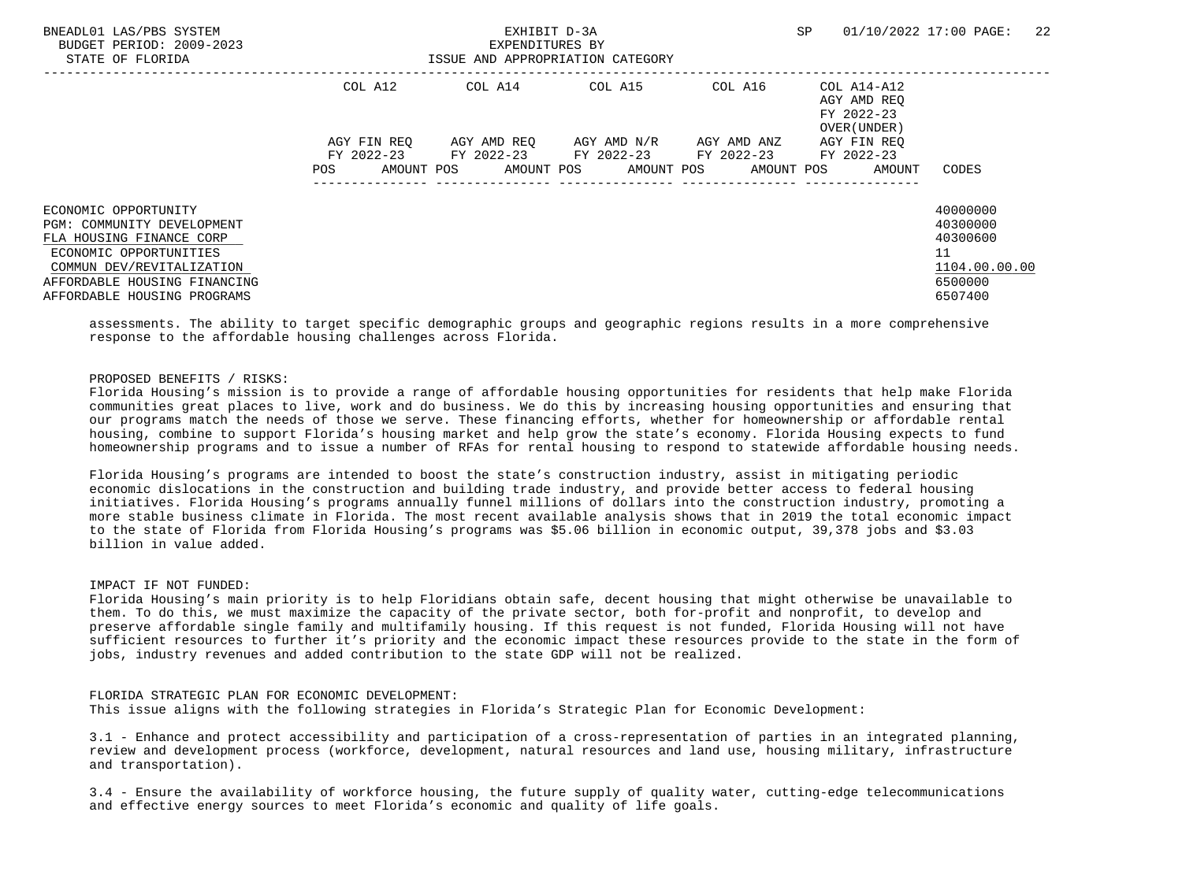| | COL A12 | | COL A14 | | COL A15 | | COL A16 | | COL A14-A12 AGY AMD REQ FY 2022-23 OVER(UNDER) | |
|---|---|---|---|---|---|---|---|---|---|---|
| | AGY FIN REQ FY 2022-23 | | AGY AMD REQ FY 2022-23 | | AGY AMD N/R FY 2022-23 | | AGY AMD ANZ FY 2022-23 | | AGY FIN REQ FY 2022-23 | |
| | POS | AMOUNT | POS | AMOUNT | POS | AMOUNT | POS | AMOUNT | POS | AMOUNT | CODES |

| | CODES |
|---|---|
| ECONOMIC OPPORTUNITY | 40000000 |
| PGM: COMMUNITY DEVELOPMENT | 40300000 |
| FLA HOUSING FINANCE CORP | 40300600 |
| ECONOMIC OPPORTUNITIES | 11 |
| COMMUN DEV/REVITALIZATION | 1104.00.00.00 |
| AFFORDABLE HOUSING FINANCING | 6500000 |
| AFFORDABLE HOUSING PROGRAMS | 6507400 |

assessments. The ability to target specific demographic groups and geographic regions results in a more comprehensive response to the affordable housing challenges across Florida.

PROPOSED BENEFITS / RISKS:
Florida Housing's mission is to provide a range of affordable housing opportunities for residents that help make Florida communities great places to live, work and do business. We do this by increasing housing opportunities and ensuring that our programs match the needs of those we serve. These financing efforts, whether for homeownership or affordable rental housing, combine to support Florida's housing market and help grow the state's economy. Florida Housing expects to fund homeownership programs and to issue a number of RFAs for rental housing to respond to statewide affordable housing needs.

Florida Housing's programs are intended to boost the state's construction industry, assist in mitigating periodic economic dislocations in the construction and building trade industry, and provide better access to federal housing initiatives. Florida Housing's programs annually funnel millions of dollars into the construction industry, promoting a more stable business climate in Florida. The most recent available analysis shows that in 2019 the total economic impact to the state of Florida from Florida Housing's programs was $5.06 billion in economic output, 39,378 jobs and $3.03 billion in value added.

IMPACT IF NOT FUNDED:
Florida Housing's main priority is to help Floridians obtain safe, decent housing that might otherwise be unavailable to them. To do this, we must maximize the capacity of the private sector, both for-profit and nonprofit, to develop and preserve affordable single family and multifamily housing. If this request is not funded, Florida Housing will not have sufficient resources to further it's priority and the economic impact these resources provide to the state in the form of jobs, industry revenues and added contribution to the state GDP will not be realized.

FLORIDA STRATEGIC PLAN FOR ECONOMIC DEVELOPMENT:
This issue aligns with the following strategies in Florida's Strategic Plan for Economic Development:

3.1 - Enhance and protect accessibility and participation of a cross-representation of parties in an integrated planning, review and development process (workforce, development, natural resources and land use, housing military, infrastructure and transportation).

3.4 - Ensure the availability of workforce housing, the future supply of quality water, cutting-edge telecommunications and effective energy sources to meet Florida's economic and quality of life goals.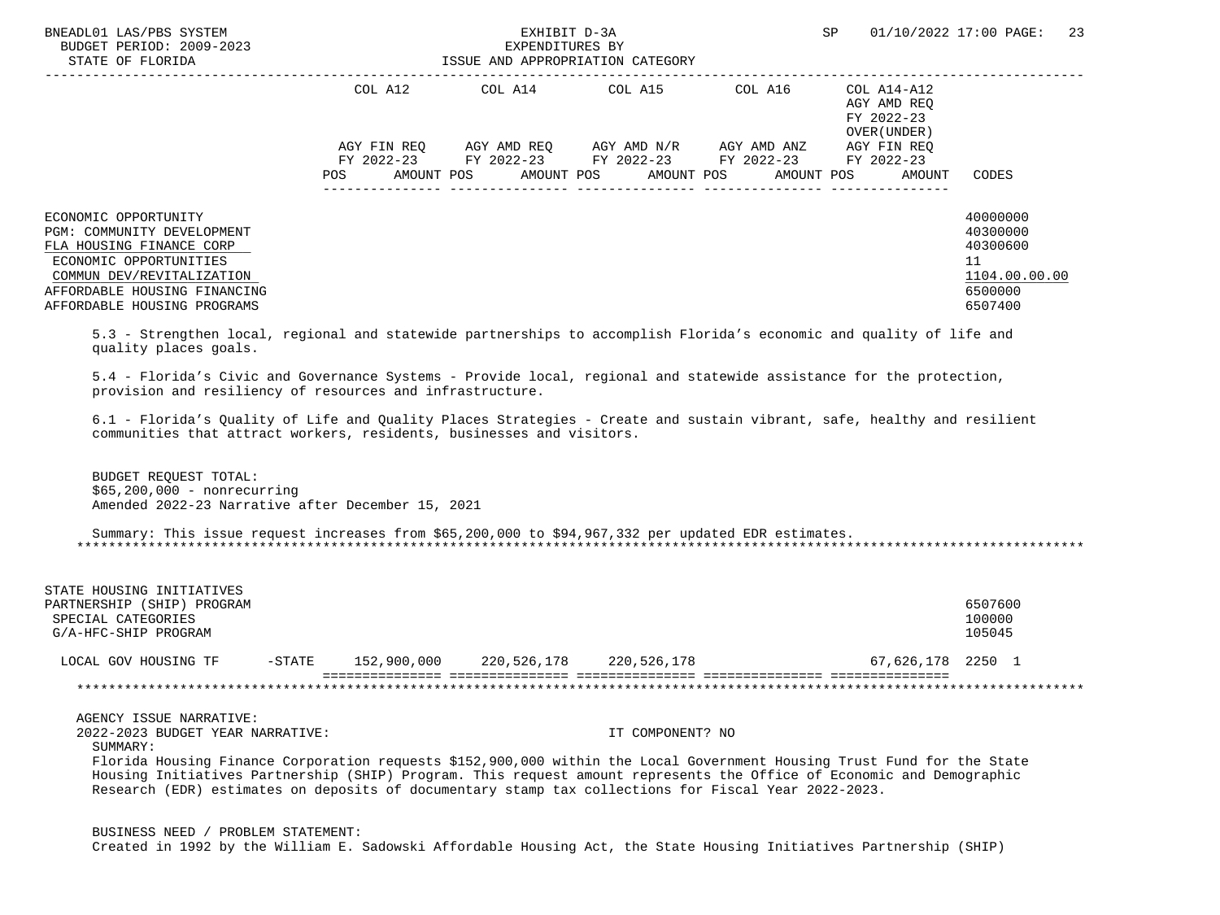| | COL A12 | COL A14 | COL A15 | COL A16 | COL A14-A12 AGY AMD REQ FY 2022-23 OVER(UNDER) | |
|---|---|---|---|---|---|---|
| | AGY FIN REQ FY 2022-23 | AGY AMD REQ FY 2022-23 | AGY AMD N/R FY 2022-23 | AGY AMD ANZ FY 2022-23 | AGY FIN REQ FY 2022-23 | |
| | POS AMOUNT | POS AMOUNT | POS AMOUNT | POS AMOUNT | POS AMOUNT | CODES |

ECONOMIC OPPORTUNITY 40000000
PGM: COMMUNITY DEVELOPMENT 40300000
FLA HOUSING FINANCE CORP 40300600
ECONOMIC OPPORTUNITIES 11
COMMUN DEV/REVITALIZATION 1104.00.00.00
AFFORDABLE HOUSING FINANCING 6500000
AFFORDABLE HOUSING PROGRAMS 6507400

5.3 - Strengthen local, regional and statewide partnerships to accomplish Florida's economic and quality of life and quality places goals.

5.4 - Florida's Civic and Governance Systems - Provide local, regional and statewide assistance for the protection, provision and resiliency of resources and infrastructure.

6.1 - Florida's Quality of Life and Quality Places Strategies - Create and sustain vibrant, safe, healthy and resilient communities that attract workers, residents, businesses and visitors.

BUDGET REQUEST TOTAL:
$65,200,000 - nonrecurring
Amended 2022-23 Narrative after December 15, 2021

Summary: This issue request increases from $65,200,000 to $94,967,332 per updated EDR estimates.

STATE HOUSING INITIATIVES PARTNERSHIP (SHIP) PROGRAM 6507600
SPECIAL CATEGORIES 100000
G/A-HFC-SHIP PROGRAM 105045

| | COL A12 | COL A14 | COL A15 | COL A16 | COL A14-A12 | CODES |
|---|---|---|---|---|---|---|
| LOCAL GOV HOUSING TF -STATE | 152,900,000 | 220,526,178 | 220,526,178 | | 67,626,178 | 2250 1 |

AGENCY ISSUE NARRATIVE:
2022-2023 BUDGET YEAR NARRATIVE: IT COMPONENT? NO
SUMMARY:
Florida Housing Finance Corporation requests $152,900,000 within the Local Government Housing Trust Fund for the State Housing Initiatives Partnership (SHIP) Program. This request amount represents the Office of Economic and Demographic Research (EDR) estimates on deposits of documentary stamp tax collections for Fiscal Year 2022-2023.

BUSINESS NEED / PROBLEM STATEMENT:
Created in 1992 by the William E. Sadowski Affordable Housing Act, the State Housing Initiatives Partnership (SHIP)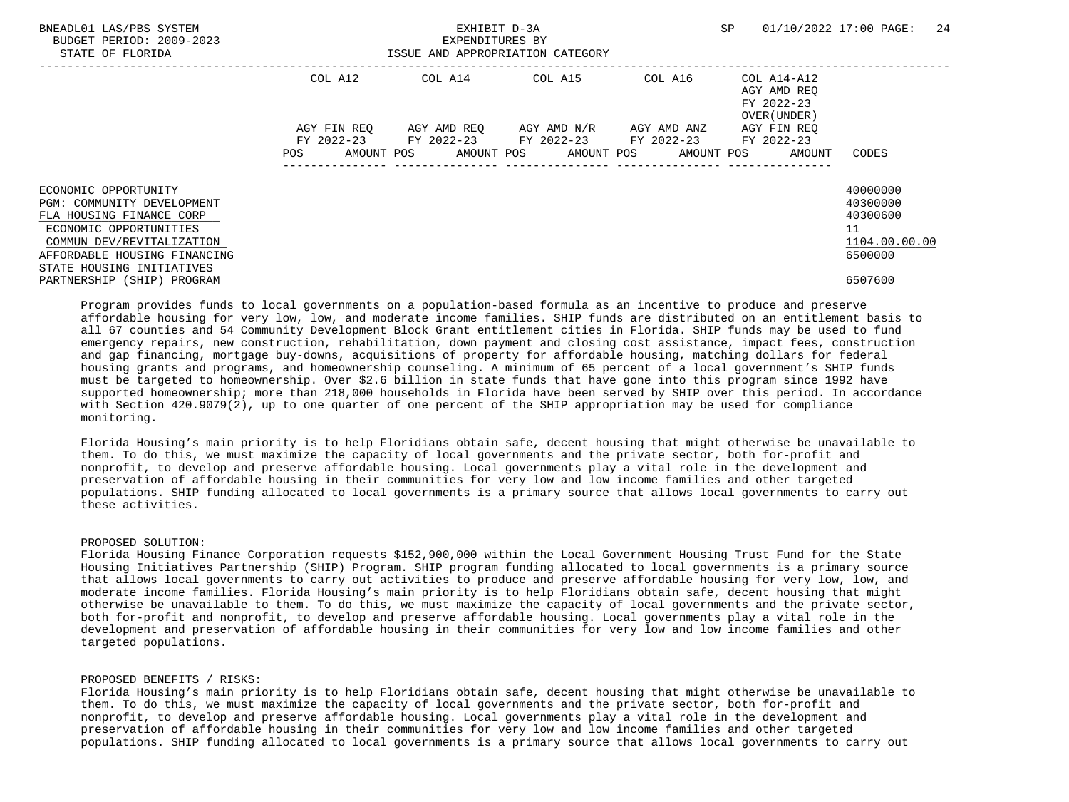| | COL A12 | COL A14 | COL A15 | COL A16 | COL A14-A12 AGY AMD REQ FY 2022-23 OVER(UNDER) | |
|---|---|---|---|---|---|---|
| | AGY FIN REQ FY 2022-23 | AGY AMD REQ FY 2022-23 | AGY AMD N/R FY 2022-23 | AGY AMD ANZ FY 2022-23 | AGY FIN REQ FY 2022-23 | |
| | POS AMOUNT | POS AMOUNT | POS AMOUNT | POS AMOUNT | POS AMOUNT | CODES |
| ECONOMIC OPPORTUNITY | | | | | | 40000000 |
| PGM: COMMUNITY DEVELOPMENT | | | | | | 40300000 |
| FLA HOUSING FINANCE CORP | | | | | | 40300600 |
| ECONOMIC OPPORTUNITIES | | | | | | 11 |
| COMMUN DEV/REVITALIZATION | | | | | | 1104.00.00.00 |
| AFFORDABLE HOUSING FINANCING | | | | | | 6500000 |
| STATE HOUSING INITIATIVES PARTNERSHIP (SHIP) PROGRAM | | | | | | 6507600 |

Program provides funds to local governments on a population-based formula as an incentive to produce and preserve affordable housing for very low, low, and moderate income families. SHIP funds are distributed on an entitlement basis to all 67 counties and 54 Community Development Block Grant entitlement cities in Florida. SHIP funds may be used to fund emergency repairs, new construction, rehabilitation, down payment and closing cost assistance, impact fees, construction and gap financing, mortgage buy-downs, acquisitions of property for affordable housing, matching dollars for federal housing grants and programs, and homeownership counseling. A minimum of 65 percent of a local government's SHIP funds must be targeted to homeownership. Over $2.6 billion in state funds that have gone into this program since 1992 have supported homeownership; more than 218,000 households in Florida have been served by SHIP over this period. In accordance with Section 420.9079(2), up to one quarter of one percent of the SHIP appropriation may be used for compliance monitoring.

Florida Housing's main priority is to help Floridians obtain safe, decent housing that might otherwise be unavailable to them. To do this, we must maximize the capacity of local governments and the private sector, both for-profit and nonprofit, to develop and preserve affordable housing. Local governments play a vital role in the development and preservation of affordable housing in their communities for very low and low income families and other targeted populations. SHIP funding allocated to local governments is a primary source that allows local governments to carry out these activities.

PROPOSED SOLUTION:
Florida Housing Finance Corporation requests $152,900,000 within the Local Government Housing Trust Fund for the State Housing Initiatives Partnership (SHIP) Program. SHIP program funding allocated to local governments is a primary source that allows local governments to carry out activities to produce and preserve affordable housing for very low, low, and moderate income families. Florida Housing's main priority is to help Floridians obtain safe, decent housing that might otherwise be unavailable to them. To do this, we must maximize the capacity of local governments and the private sector, both for-profit and nonprofit, to develop and preserve affordable housing. Local governments play a vital role in the development and preservation of affordable housing in their communities for very low and low income families and other targeted populations.

PROPOSED BENEFITS / RISKS:
Florida Housing's main priority is to help Floridians obtain safe, decent housing that might otherwise be unavailable to them. To do this, we must maximize the capacity of local governments and the private sector, both for-profit and nonprofit, to develop and preserve affordable housing. Local governments play a vital role in the development and preservation of affordable housing in their communities for very low and low income families and other targeted populations. SHIP funding allocated to local governments is a primary source that allows local governments to carry out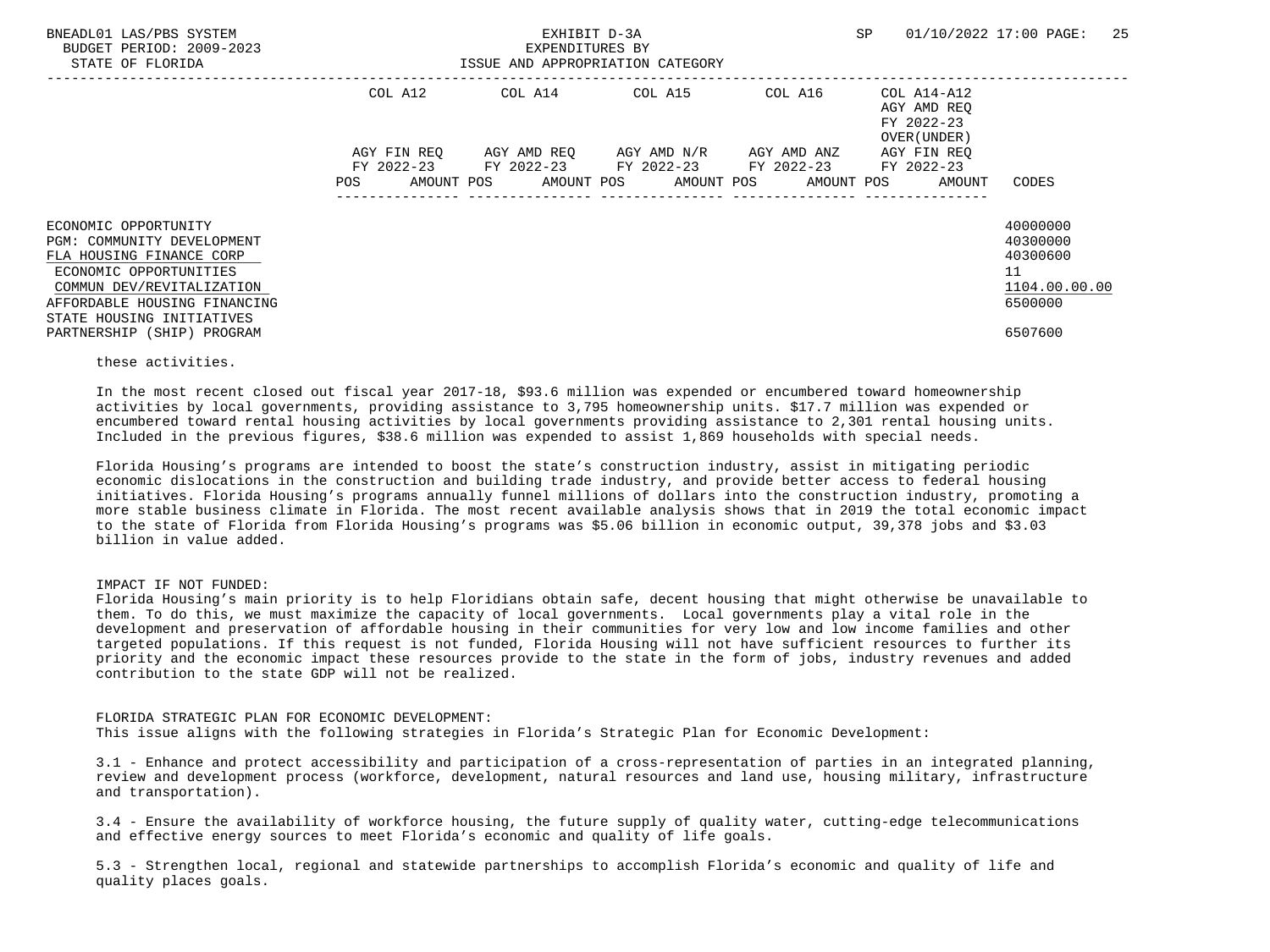| | COL A12 | COL A14 | COL A15 | COL A16 | COL A14-A12 AGY AMD REQ FY 2022-23 OVER(UNDER) | |
|---|---|---|---|---|---|---|
| | AGY FIN REQ FY 2022-23 | AGY AMD REQ FY 2022-23 | AGY AMD N/R FY 2022-23 | AGY AMD ANZ FY 2022-23 | AGY FIN REQ FY 2022-23 | |
| | POS AMOUNT | POS AMOUNT | POS AMOUNT | POS AMOUNT | POS AMOUNT | CODES |
| ECONOMIC OPPORTUNITY | | | | | | 40000000 |
| PGM: COMMUNITY DEVELOPMENT | | | | | | 40300000 |
| FLA HOUSING FINANCE CORP | | | | | | 40300600 |
| ECONOMIC OPPORTUNITIES | | | | | | 11 |
| COMMUN DEV/REVITALIZATION | | | | | | 1104.00.00.00 |
| AFFORDABLE HOUSING FINANCING | | | | | | 6500000 |
| STATE HOUSING INITIATIVES PARTNERSHIP (SHIP) PROGRAM | | | | | | 6507600 |

these activities.

In the most recent closed out fiscal year 2017-18, $93.6 million was expended or encumbered toward homeownership activities by local governments, providing assistance to 3,795 homeownership units. $17.7 million was expended or encumbered toward rental housing activities by local governments providing assistance to 2,301 rental housing units. Included in the previous figures, $38.6 million was expended to assist 1,869 households with special needs.

Florida Housing's programs are intended to boost the state's construction industry, assist in mitigating periodic economic dislocations in the construction and building trade industry, and provide better access to federal housing initiatives. Florida Housing's programs annually funnel millions of dollars into the construction industry, promoting a more stable business climate in Florida. The most recent available analysis shows that in 2019 the total economic impact to the state of Florida from Florida Housing's programs was $5.06 billion in economic output, 39,378 jobs and $3.03 billion in value added.

IMPACT IF NOT FUNDED:
Florida Housing's main priority is to help Floridians obtain safe, decent housing that might otherwise be unavailable to them. To do this, we must maximize the capacity of local governments. Local governments play a vital role in the development and preservation of affordable housing in their communities for very low and low income families and other targeted populations. If this request is not funded, Florida Housing will not have sufficient resources to further its priority and the economic impact these resources provide to the state in the form of jobs, industry revenues and added contribution to the state GDP will not be realized.

FLORIDA STRATEGIC PLAN FOR ECONOMIC DEVELOPMENT:
This issue aligns with the following strategies in Florida's Strategic Plan for Economic Development:

3.1 - Enhance and protect accessibility and participation of a cross-representation of parties in an integrated planning, review and development process (workforce, development, natural resources and land use, housing military, infrastructure and transportation).

3.4 - Ensure the availability of workforce housing, the future supply of quality water, cutting-edge telecommunications and effective energy sources to meet Florida's economic and quality of life goals.

5.3 - Strengthen local, regional and statewide partnerships to accomplish Florida's economic and quality of life and quality places goals.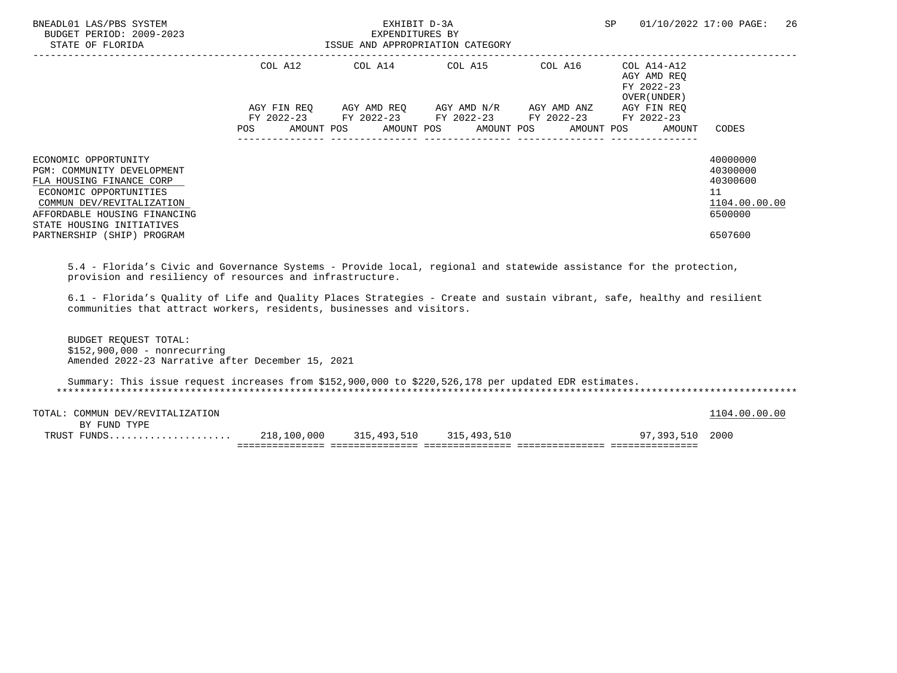BNEADL01 LAS/PBS SYSTEM
BUDGET PERIOD: 2009-2023
STATE OF FLORIDA

EXHIBIT D-3A
EXPENDITURES BY
ISSUE AND APPROPRIATION CATEGORY

SP 01/10/2022 17:00

| | COL A12 AGY FIN REQ FY 2022-23 POS AMOUNT | COL A14 AGY AMD REQ FY 2022-23 POS AMOUNT | COL A15 AGY AMD N/R FY 2022-23 POS AMOUNT | COL A16 AGY AMD ANZ FY 2022-23 POS AMOUNT | COL A14-A12 AGY AMD REQ FY 2022-23 OVER(UNDER) AGY FIN REQ FY 2022-23 POS AMOUNT | CODES |
|---|---|---|---|---|---|---|
| ECONOMIC OPPORTUNITY | | | | | | 40000000 |
| PGM: COMMUNITY DEVELOPMENT | | | | | | 40300000 |
| FLA HOUSING FINANCE CORP | | | | | | 40300600 |
| ECONOMIC OPPORTUNITIES | | | | | | 11 |
| COMMUN DEV/REVITALIZATION | | | | | | 1104.00.00.00 |
| AFFORDABLE HOUSING FINANCING | | | | | | 6500000 |
| STATE HOUSING INITIATIVES PARTNERSHIP (SHIP) PROGRAM | | | | | | 6507600 |

5.4 - Florida's Civic and Governance Systems - Provide local, regional and statewide assistance for the protection, provision and resiliency of resources and infrastructure.

6.1 - Florida's Quality of Life and Quality Places Strategies - Create and sustain vibrant, safe, healthy and resilient communities that attract workers, residents, businesses and visitors.

BUDGET REQUEST TOTAL:
$152,900,000 - nonrecurring
Amended 2022-23 Narrative after December 15, 2021

Summary: This issue request increases from $152,900,000 to $220,526,178 per updated EDR estimates.

*******************************************************************************************************************************

| | COL A12 | COL A14 | COL A15 | COL A16 | COL A14-A12 | CODES |
|---|---|---|---|---|---|---|
| TOTAL: COMMUN DEV/REVITALIZATION | | | | | | 1104.00.00.00 |
| BY FUND TYPE | | | | | | |
| TRUST FUNDS.................... | 218,100,000 | 315,493,510 | 315,493,510 | | 97,393,510 | 2000 |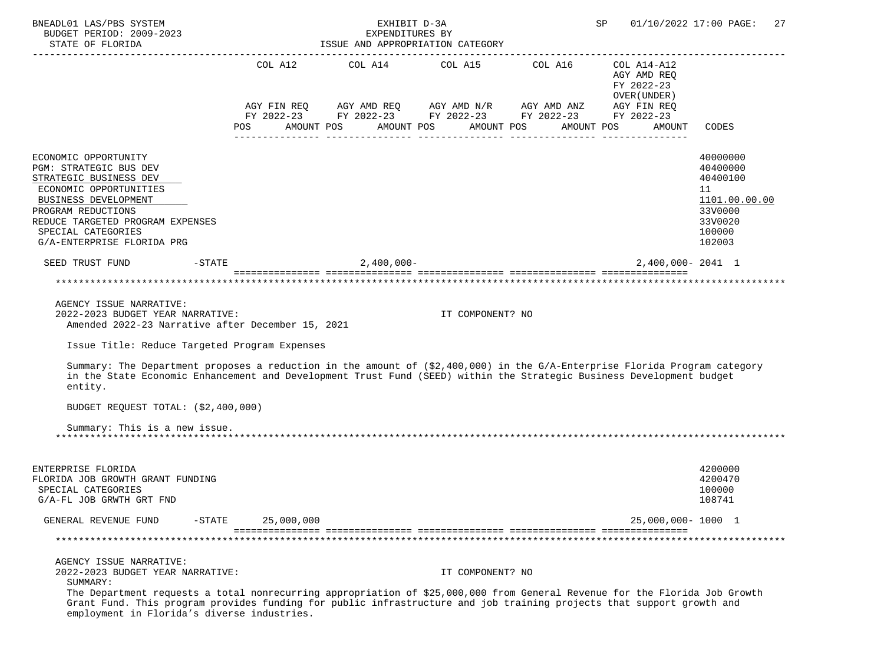| | COL A12 AGY FIN REQ FY 2022-23 POS AMOUNT | COL A14 AGY AMD REQ FY 2022-23 POS AMOUNT | COL A15 AGY AMD N/R FY 2022-23 POS AMOUNT | COL A16 AGY AMD ANZ FY 2022-23 POS AMOUNT | COL A14-A12 AGY AMD REQ FY 2022-23 OVER(UNDER) AGY FIN REQ FY 2022-23 POS AMOUNT | CODES |
|---|---|---|---|---|---|---|
| ECONOMIC OPPORTUNITY | | | | | | 40000000 |
| PGM: STRATEGIC BUS DEV | | | | | | 40400000 |
| STRATEGIC BUSINESS DEV | | | | | | 40400100 |
| ECONOMIC OPPORTUNITIES | | | | | | 11 |
| BUSINESS DEVELOPMENT | | | | | | 1101.00.00.00 |
| PROGRAM REDUCTIONS | | | | | | 33V0000 |
| REDUCE TARGETED PROGRAM EXPENSES | | | | | | 33V0020 |
| SPECIAL CATEGORIES | | | | | | 100000 |
| G/A-ENTERPRISE FLORIDA PRG | | | | | | 102003 |
| SEED TRUST FUND -STATE | | 2,400,000- | | | 2,400,000- | 2041 1 |

AGENCY ISSUE NARRATIVE:
2022-2023 BUDGET YEAR NARRATIVE: IT COMPONENT? NO
Amended 2022-23 Narrative after December 15, 2021

Issue Title: Reduce Targeted Program Expenses

Summary: The Department proposes a reduction in the amount of ($2,400,000) in the G/A-Enterprise Florida Program category in the State Economic Enhancement and Development Trust Fund (SEED) within the Strategic Business Development budget entity.

BUDGET REQUEST TOTAL: ($2,400,000)

Summary: This is a new issue.

| | COL A12 | COL A14 | COL A15 | COL A16 | COL A14-A12 | CODES |
|---|---|---|---|---|---|---|
| ENTERPRISE FLORIDA | | | | | | 4200000 |
| FLORIDA JOB GROWTH GRANT FUNDING | | | | | | 4200470 |
| SPECIAL CATEGORIES | | | | | | 100000 |
| G/A-FL JOB GRWTH GRT FND | | | | | | 108741 |
| GENERAL REVENUE FUND -STATE | 25,000,000 | | | | 25,000,000- | 1000 1 |

AGENCY ISSUE NARRATIVE:
2022-2023 BUDGET YEAR NARRATIVE: IT COMPONENT? NO
SUMMARY:
The Department requests a total nonrecurring appropriation of $25,000,000 from General Revenue for the Florida Job Growth Grant Fund. This program provides funding for public infrastructure and job training projects that support growth and employment in Florida's diverse industries.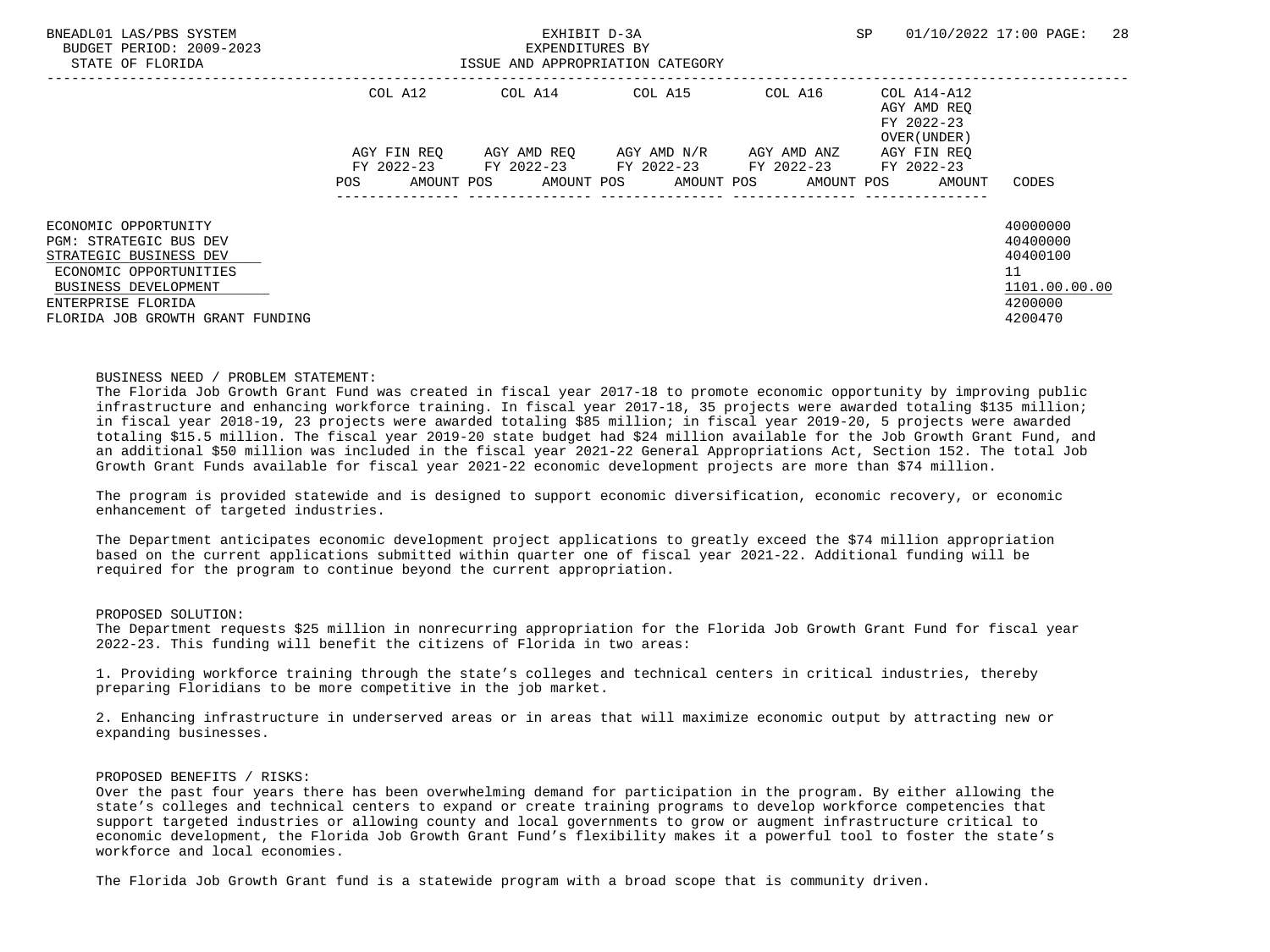BNEADL01 LAS/PBS SYSTEM  
BUDGET PERIOD: 2009-2023  
STATE OF FLORIDA

EXHIBIT D-3A  
EXPENDITURES BY  
ISSUE AND APPROPRIATION CATEGORY

SP 01/10/2022 17:00

| | COL A12 | | COL A14 | | COL A15 | | COL A16 | | COL A14-A12 AGY AMD REQ FY 2022-23 OVER(UNDER) | |
|---|---|---|---|---|---|---|---|---|---|---|
| | AGY FIN REQ FY 2022-23 | | AGY AMD REQ FY 2022-23 | | AGY AMD N/R FY 2022-23 | | AGY AMD ANZ FY 2022-23 | | AGY FIN REQ FY 2022-23 | |
| | POS | AMOUNT | POS | AMOUNT | POS | AMOUNT | POS | AMOUNT | POS | AMOUNT | CODES |
| ECONOMIC OPPORTUNITY | | | | | | | | | | | 40000000 |
| PGM: STRATEGIC BUS DEV | | | | | | | | | | | 40400000 |
| STRATEGIC BUSINESS DEV | | | | | | | | | | | 40400100 |
| ECONOMIC OPPORTUNITIES | | | | | | | | | | | 11 |
| BUSINESS DEVELOPMENT | | | | | | | | | | | 1101.00.00.00 |
| ENTERPRISE FLORIDA | | | | | | | | | | | 4200000 |
| FLORIDA JOB GROWTH GRANT FUNDING | | | | | | | | | | | 4200470 |

BUSINESS NEED / PROBLEM STATEMENT:  
The Florida Job Growth Grant Fund was created in fiscal year 2017-18 to promote economic opportunity by improving public infrastructure and enhancing workforce training. In fiscal year 2017-18, 35 projects were awarded totaling $135 million; in fiscal year 2018-19, 23 projects were awarded totaling $85 million; in fiscal year 2019-20, 5 projects were awarded totaling $15.5 million. The fiscal year 2019-20 state budget had $24 million available for the Job Growth Grant Fund, and an additional $50 million was included in the fiscal year 2021-22 General Appropriations Act, Section 152. The total Job Growth Grant Funds available for fiscal year 2021-22 economic development projects are more than $74 million.

The program is provided statewide and is designed to support economic diversification, economic recovery, or economic enhancement of targeted industries.

The Department anticipates economic development project applications to greatly exceed the $74 million appropriation based on the current applications submitted within quarter one of fiscal year 2021-22. Additional funding will be required for the program to continue beyond the current appropriation.

PROPOSED SOLUTION:  
The Department requests $25 million in nonrecurring appropriation for the Florida Job Growth Grant Fund for fiscal year 2022-23. This funding will benefit the citizens of Florida in two areas:

1. Providing workforce training through the state's colleges and technical centers in critical industries, thereby preparing Floridians to be more competitive in the job market.

2. Enhancing infrastructure in underserved areas or in areas that will maximize economic output by attracting new or expanding businesses.

PROPOSED BENEFITS / RISKS:  
Over the past four years there has been overwhelming demand for participation in the program. By either allowing the state's colleges and technical centers to expand or create training programs to develop workforce competencies that support targeted industries or allowing county and local governments to grow or augment infrastructure critical to economic development, the Florida Job Growth Grant Fund's flexibility makes it a powerful tool to foster the state's workforce and local economies.

The Florida Job Growth Grant fund is a statewide program with a broad scope that is community driven.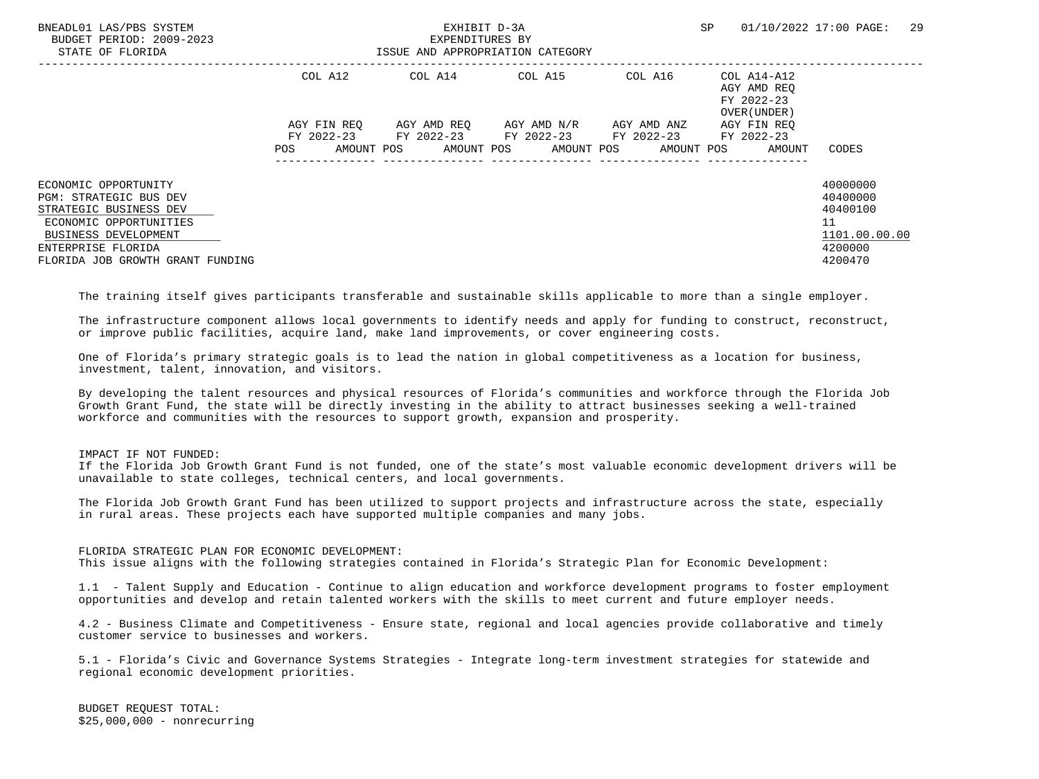| | COL A12 | | COL A14 | | COL A15 | | COL A16 | | COL A14-A12 AGY AMD REQ FY 2022-23 OVER(UNDER) | | |
|---|---|---|---|---|---|---|---|---|---|---|---|
| | AGY FIN REQ FY 2022-23 | | AGY AMD REQ FY 2022-23 | | AGY AMD N/R FY 2022-23 | | AGY AMD ANZ FY 2022-23 | | AGY FIN REQ FY 2022-23 | | |
| | POS | AMOUNT | POS | AMOUNT | POS | AMOUNT | POS | AMOUNT | POS | AMOUNT | CODES |
| ECONOMIC OPPORTUNITY | | | | | | | | | | | 40000000 |
| PGM: STRATEGIC BUS DEV | | | | | | | | | | | 40400000 |
| STRATEGIC BUSINESS DEV | | | | | | | | | | | 40400100 |
| ECONOMIC OPPORTUNITIES | | | | | | | | | | | 11 |
| BUSINESS DEVELOPMENT | | | | | | | | | | | 1101.00.00.00 |
| ENTERPRISE FLORIDA | | | | | | | | | | | 4200000 |
| FLORIDA JOB GROWTH GRANT FUNDING | | | | | | | | | | | 4200470 |

The training itself gives participants transferable and sustainable skills applicable to more than a single employer.

The infrastructure component allows local governments to identify needs and apply for funding to construct, reconstruct, or improve public facilities, acquire land, make land improvements, or cover engineering costs.

One of Florida's primary strategic goals is to lead the nation in global competitiveness as a location for business, investment, talent, innovation, and visitors.

By developing the talent resources and physical resources of Florida's communities and workforce through the Florida Job Growth Grant Fund, the state will be directly investing in the ability to attract businesses seeking a well-trained workforce and communities with the resources to support growth, expansion and prosperity.

IMPACT IF NOT FUNDED:
If the Florida Job Growth Grant Fund is not funded, one of the state's most valuable economic development drivers will be unavailable to state colleges, technical centers, and local governments.

The Florida Job Growth Grant Fund has been utilized to support projects and infrastructure across the state, especially in rural areas. These projects each have supported multiple companies and many jobs.

FLORIDA STRATEGIC PLAN FOR ECONOMIC DEVELOPMENT:
This issue aligns with the following strategies contained in Florida's Strategic Plan for Economic Development:

1.1 - Talent Supply and Education - Continue to align education and workforce development programs to foster employment opportunities and develop and retain talented workers with the skills to meet current and future employer needs.

4.2 - Business Climate and Competitiveness - Ensure state, regional and local agencies provide collaborative and timely customer service to businesses and workers.

5.1 - Florida's Civic and Governance Systems Strategies - Integrate long-term investment strategies for statewide and regional economic development priorities.

BUDGET REQUEST TOTAL:
$25,000,000 - nonrecurring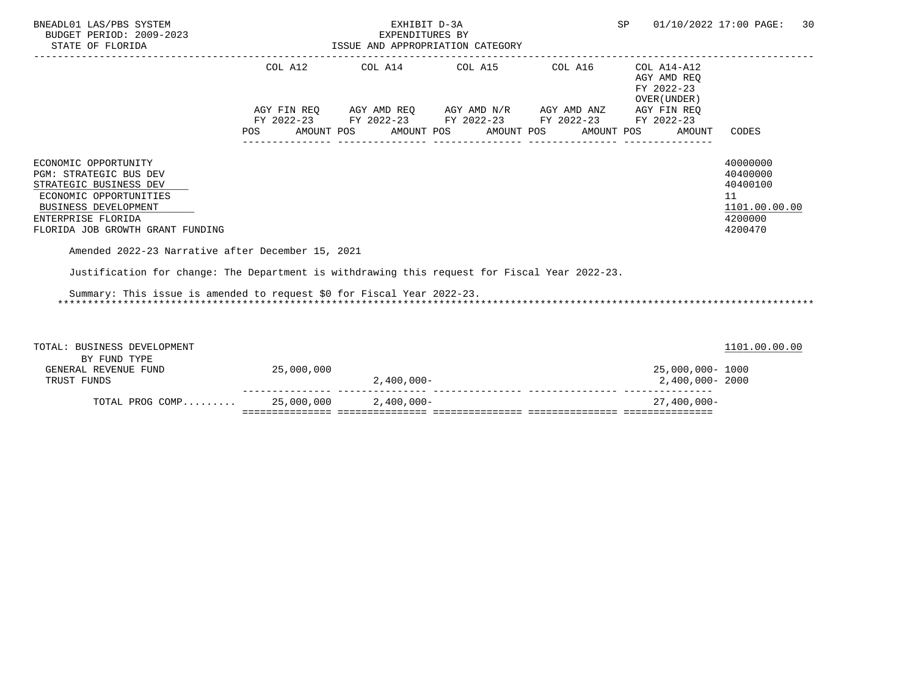BNEADL01 LAS/PBS SYSTEM
BUDGET PERIOD: 2009-2023
STATE OF FLORIDA

EXHIBIT D-3A
EXPENDITURES BY
ISSUE AND APPROPRIATION CATEGORY

SP 01/10/2022 17:00

| | COL A12 AGY FIN REQ FY 2022-23 POS AMOUNT | COL A14 AGY AMD REQ FY 2022-23 POS AMOUNT | COL A15 AGY AMD N/R FY 2022-23 POS AMOUNT | COL A16 AGY AMD ANZ FY 2022-23 POS AMOUNT | COL A14-A12 AGY AMD REQ FY 2022-23 OVER(UNDER) AGY FIN REQ FY 2022-23 POS AMOUNT | CODES |
|---|---|---|---|---|---|---|
| ECONOMIC OPPORTUNITY | | | | | | 40000000 |
| PGM: STRATEGIC BUS DEV | | | | | | 40400000 |
| STRATEGIC BUSINESS DEV | | | | | | 40400100 |
| ECONOMIC OPPORTUNITIES | | | | | | 11 |
| BUSINESS DEVELOPMENT | | | | | | 1101.00.00.00 |
| ENTERPRISE FLORIDA | | | | | | 4200000 |
| FLORIDA JOB GROWTH GRANT FUNDING | | | | | | 4200470 |

Amended 2022-23 Narrative after December 15, 2021

Justification for change: The Department is withdrawing this request for Fiscal Year 2022-23.

Summary: This issue is amended to request $0 for Fiscal Year 2022-23.

******************************************************************************************************************************

| TOTAL: BUSINESS DEVELOPMENT BY FUND TYPE | COL A12 | COL A14 | COL A15 | COL A16 | COL A14-A12 | CODES |
|---|---|---|---|---|---|---|
| GENERAL REVENUE FUND | 25,000,000 | | | | 25,000,000- | 1000 |
| TRUST FUNDS | | 2,400,000- | | | 2,400,000- | 2000 |
| TOTAL PROG COMP......... | 25,000,000 | 2,400,000- | | | 27,400,000- | |

1101.00.00.00